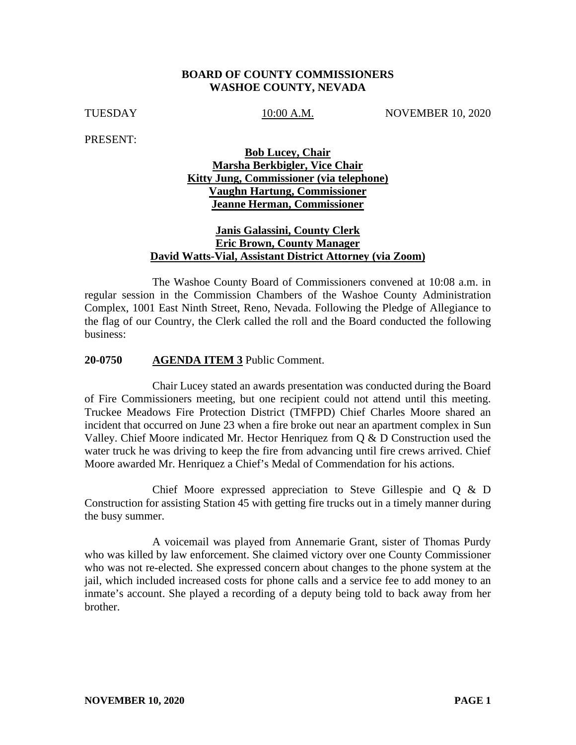**BOARD OF COUNTY COMMISSIONERS**
**WASHOE COUNTY, NEVADA**

TUESDAY 10:00 A.M. NOVEMBER 10, 2020

PRESENT:

**Bob Lucey, Chair**
**Marsha Berkbigler, Vice Chair**
**Kitty Jung, Commissioner (via telephone)**
**Vaughn Hartung, Commissioner**
**Jeanne Herman, Commissioner**

**Janis Galassini, County Clerk**
**Eric Brown, County Manager**
**David Watts-Vial, Assistant District Attorney (via Zoom)**

The Washoe County Board of Commissioners convened at 10:08 a.m. in regular session in the Commission Chambers of the Washoe County Administration Complex, 1001 East Ninth Street, Reno, Nevada. Following the Pledge of Allegiance to the flag of our Country, the Clerk called the roll and the Board conducted the following business:

**20-0750 AGENDA ITEM 3** Public Comment.

Chair Lucey stated an awards presentation was conducted during the Board of Fire Commissioners meeting, but one recipient could not attend until this meeting. Truckee Meadows Fire Protection District (TMFPD) Chief Charles Moore shared an incident that occurred on June 23 when a fire broke out near an apartment complex in Sun Valley. Chief Moore indicated Mr. Hector Henriquez from Q & D Construction used the water truck he was driving to keep the fire from advancing until fire crews arrived. Chief Moore awarded Mr. Henriquez a Chief's Medal of Commendation for his actions.

Chief Moore expressed appreciation to Steve Gillespie and Q & D Construction for assisting Station 45 with getting fire trucks out in a timely manner during the busy summer.

A voicemail was played from Annemarie Grant, sister of Thomas Purdy who was killed by law enforcement. She claimed victory over one County Commissioner who was not re-elected. She expressed concern about changes to the phone system at the jail, which included increased costs for phone calls and a service fee to add money to an inmate's account. She played a recording of a deputy being told to back away from her brother.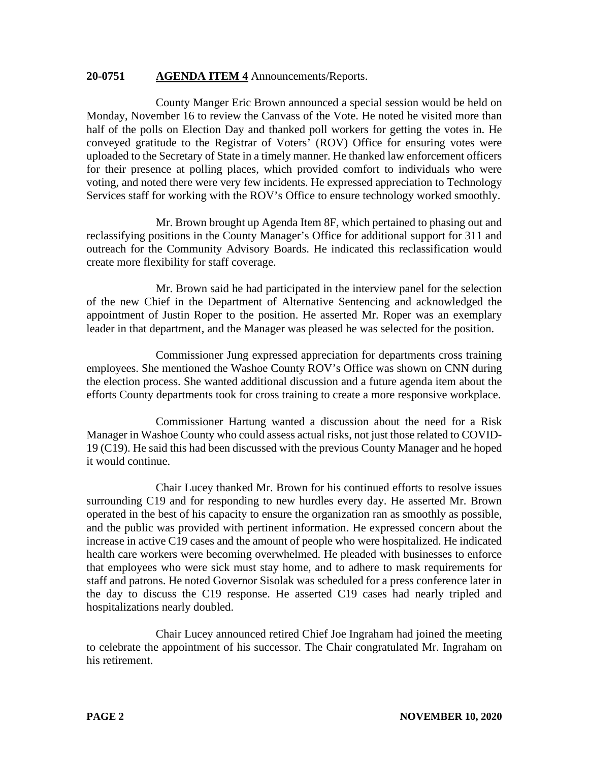**20-0751 AGENDA ITEM 4** Announcements/Reports.

County Manger Eric Brown announced a special session would be held on Monday, November 16 to review the Canvass of the Vote. He noted he visited more than half of the polls on Election Day and thanked poll workers for getting the votes in. He conveyed gratitude to the Registrar of Voters' (ROV) Office for ensuring votes were uploaded to the Secretary of State in a timely manner. He thanked law enforcement officers for their presence at polling places, which provided comfort to individuals who were voting, and noted there were very few incidents. He expressed appreciation to Technology Services staff for working with the ROV's Office to ensure technology worked smoothly.

Mr. Brown brought up Agenda Item 8F, which pertained to phasing out and reclassifying positions in the County Manager's Office for additional support for 311 and outreach for the Community Advisory Boards. He indicated this reclassification would create more flexibility for staff coverage.

Mr. Brown said he had participated in the interview panel for the selection of the new Chief in the Department of Alternative Sentencing and acknowledged the appointment of Justin Roper to the position. He asserted Mr. Roper was an exemplary leader in that department, and the Manager was pleased he was selected for the position.

Commissioner Jung expressed appreciation for departments cross training employees. She mentioned the Washoe County ROV's Office was shown on CNN during the election process. She wanted additional discussion and a future agenda item about the efforts County departments took for cross training to create a more responsive workplace.

Commissioner Hartung wanted a discussion about the need for a Risk Manager in Washoe County who could assess actual risks, not just those related to COVID-19 (C19). He said this had been discussed with the previous County Manager and he hoped it would continue.

Chair Lucey thanked Mr. Brown for his continued efforts to resolve issues surrounding C19 and for responding to new hurdles every day. He asserted Mr. Brown operated in the best of his capacity to ensure the organization ran as smoothly as possible, and the public was provided with pertinent information. He expressed concern about the increase in active C19 cases and the amount of people who were hospitalized. He indicated health care workers were becoming overwhelmed. He pleaded with businesses to enforce that employees who were sick must stay home, and to adhere to mask requirements for staff and patrons. He noted Governor Sisolak was scheduled for a press conference later in the day to discuss the C19 response. He asserted C19 cases had nearly tripled and hospitalizations nearly doubled.

Chair Lucey announced retired Chief Joe Ingraham had joined the meeting to celebrate the appointment of his successor. The Chair congratulated Mr. Ingraham on his retirement.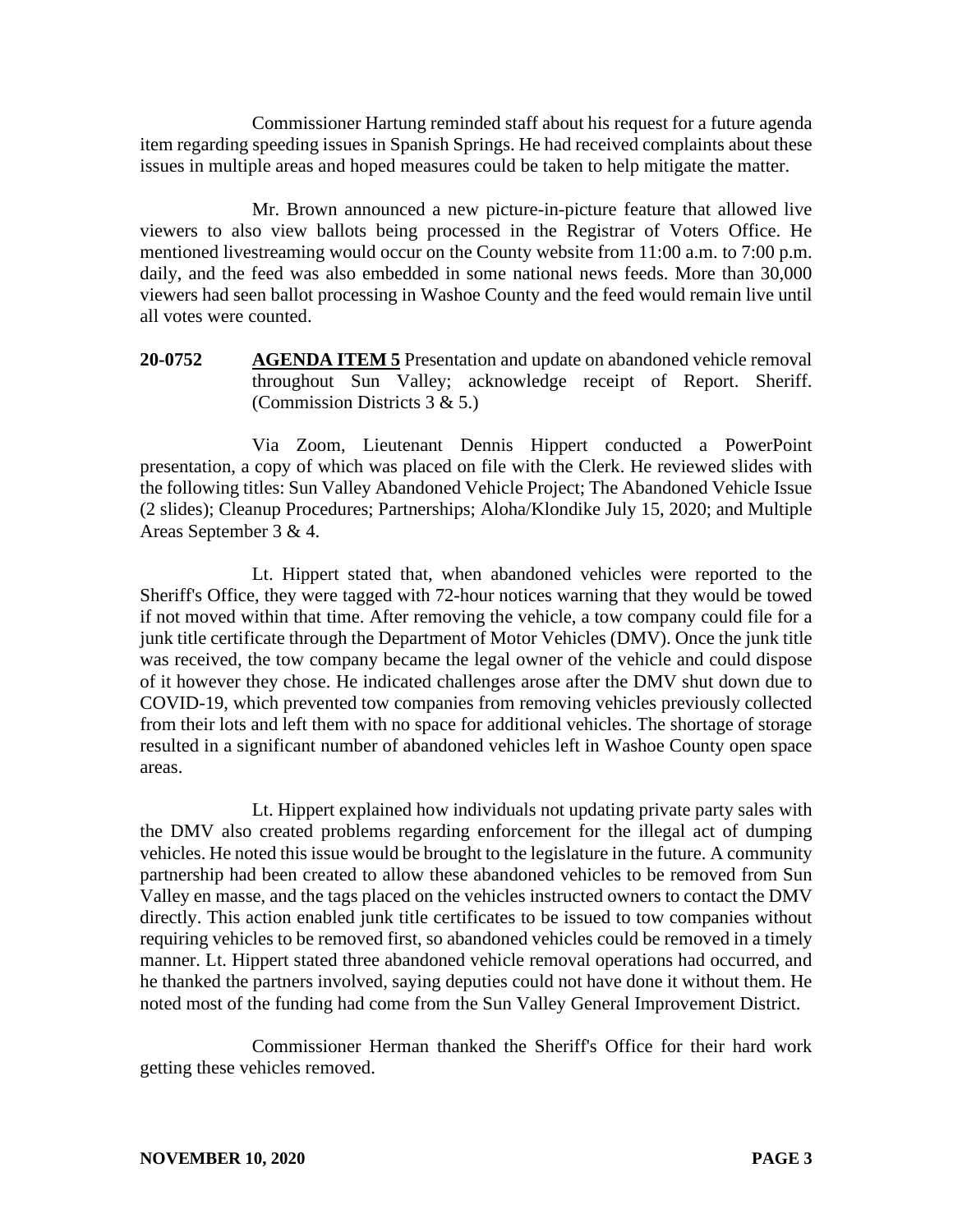Commissioner Hartung reminded staff about his request for a future agenda item regarding speeding issues in Spanish Springs. He had received complaints about these issues in multiple areas and hoped measures could be taken to help mitigate the matter.

Mr. Brown announced a new picture-in-picture feature that allowed live viewers to also view ballots being processed in the Registrar of Voters Office. He mentioned livestreaming would occur on the County website from 11:00 a.m. to 7:00 p.m. daily, and the feed was also embedded in some national news feeds. More than 30,000 viewers had seen ballot processing in Washoe County and the feed would remain live until all votes were counted.

**20-0752** **AGENDA ITEM 5** Presentation and update on abandoned vehicle removal throughout Sun Valley; acknowledge receipt of Report. Sheriff. (Commission Districts 3 & 5.)

Via Zoom, Lieutenant Dennis Hippert conducted a PowerPoint presentation, a copy of which was placed on file with the Clerk. He reviewed slides with the following titles: Sun Valley Abandoned Vehicle Project; The Abandoned Vehicle Issue (2 slides); Cleanup Procedures; Partnerships; Aloha/Klondike July 15, 2020; and Multiple Areas September 3 & 4.

Lt. Hippert stated that, when abandoned vehicles were reported to the Sheriff's Office, they were tagged with 72-hour notices warning that they would be towed if not moved within that time. After removing the vehicle, a tow company could file for a junk title certificate through the Department of Motor Vehicles (DMV). Once the junk title was received, the tow company became the legal owner of the vehicle and could dispose of it however they chose. He indicated challenges arose after the DMV shut down due to COVID-19, which prevented tow companies from removing vehicles previously collected from their lots and left them with no space for additional vehicles. The shortage of storage resulted in a significant number of abandoned vehicles left in Washoe County open space areas.

Lt. Hippert explained how individuals not updating private party sales with the DMV also created problems regarding enforcement for the illegal act of dumping vehicles. He noted this issue would be brought to the legislature in the future. A community partnership had been created to allow these abandoned vehicles to be removed from Sun Valley en masse, and the tags placed on the vehicles instructed owners to contact the DMV directly. This action enabled junk title certificates to be issued to tow companies without requiring vehicles to be removed first, so abandoned vehicles could be removed in a timely manner. Lt. Hippert stated three abandoned vehicle removal operations had occurred, and he thanked the partners involved, saying deputies could not have done it without them. He noted most of the funding had come from the Sun Valley General Improvement District.

Commissioner Herman thanked the Sheriff's Office for their hard work getting these vehicles removed.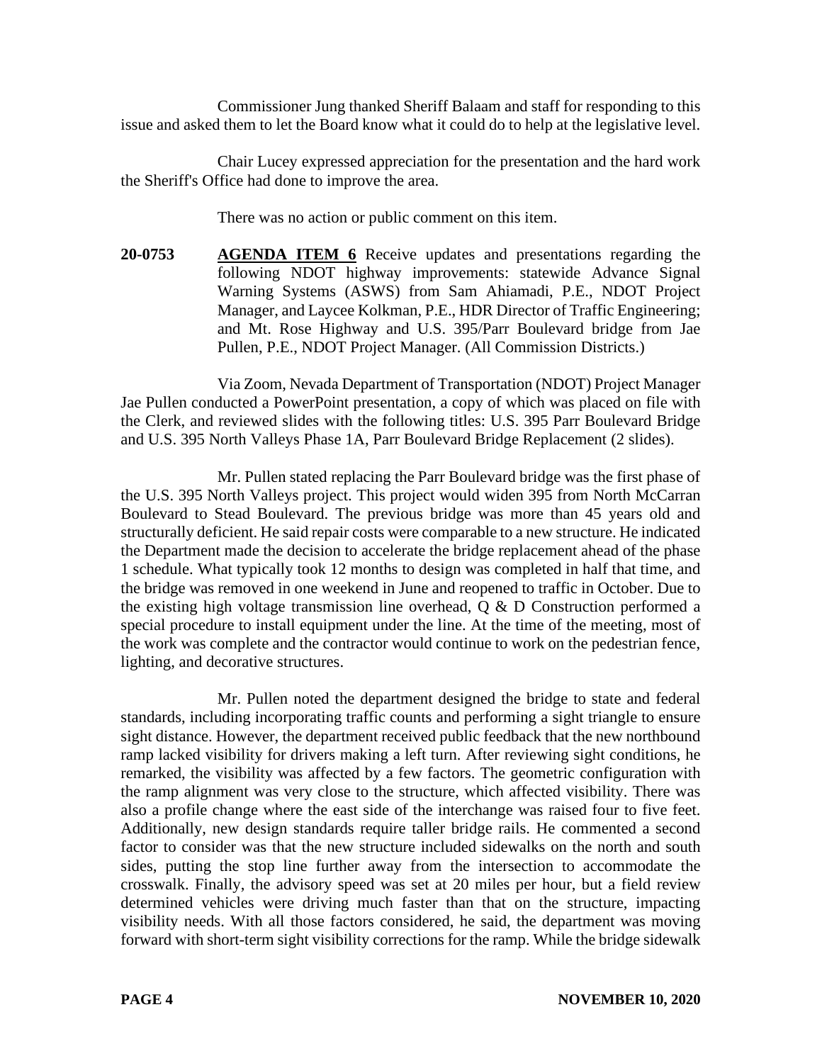Commissioner Jung thanked Sheriff Balaam and staff for responding to this issue and asked them to let the Board know what it could do to help at the legislative level.

Chair Lucey expressed appreciation for the presentation and the hard work the Sheriff's Office had done to improve the area.

There was no action or public comment on this item.

**20-0753** **AGENDA ITEM 6** Receive updates and presentations regarding the following NDOT highway improvements: statewide Advance Signal Warning Systems (ASWS) from Sam Ahiamadi, P.E., NDOT Project Manager, and Laycee Kolkman, P.E., HDR Director of Traffic Engineering; and Mt. Rose Highway and U.S. 395/Parr Boulevard bridge from Jae Pullen, P.E., NDOT Project Manager. (All Commission Districts.)

Via Zoom, Nevada Department of Transportation (NDOT) Project Manager Jae Pullen conducted a PowerPoint presentation, a copy of which was placed on file with the Clerk, and reviewed slides with the following titles: U.S. 395 Parr Boulevard Bridge and U.S. 395 North Valleys Phase 1A, Parr Boulevard Bridge Replacement (2 slides).

Mr. Pullen stated replacing the Parr Boulevard bridge was the first phase of the U.S. 395 North Valleys project. This project would widen 395 from North McCarran Boulevard to Stead Boulevard. The previous bridge was more than 45 years old and structurally deficient. He said repair costs were comparable to a new structure. He indicated the Department made the decision to accelerate the bridge replacement ahead of the phase 1 schedule. What typically took 12 months to design was completed in half that time, and the bridge was removed in one weekend in June and reopened to traffic in October. Due to the existing high voltage transmission line overhead, Q & D Construction performed a special procedure to install equipment under the line. At the time of the meeting, most of the work was complete and the contractor would continue to work on the pedestrian fence, lighting, and decorative structures.

Mr. Pullen noted the department designed the bridge to state and federal standards, including incorporating traffic counts and performing a sight triangle to ensure sight distance. However, the department received public feedback that the new northbound ramp lacked visibility for drivers making a left turn. After reviewing sight conditions, he remarked, the visibility was affected by a few factors. The geometric configuration with the ramp alignment was very close to the structure, which affected visibility. There was also a profile change where the east side of the interchange was raised four to five feet. Additionally, new design standards require taller bridge rails. He commented a second factor to consider was that the new structure included sidewalks on the north and south sides, putting the stop line further away from the intersection to accommodate the crosswalk. Finally, the advisory speed was set at 20 miles per hour, but a field review determined vehicles were driving much faster than that on the structure, impacting visibility needs. With all those factors considered, he said, the department was moving forward with short-term sight visibility corrections for the ramp. While the bridge sidewalk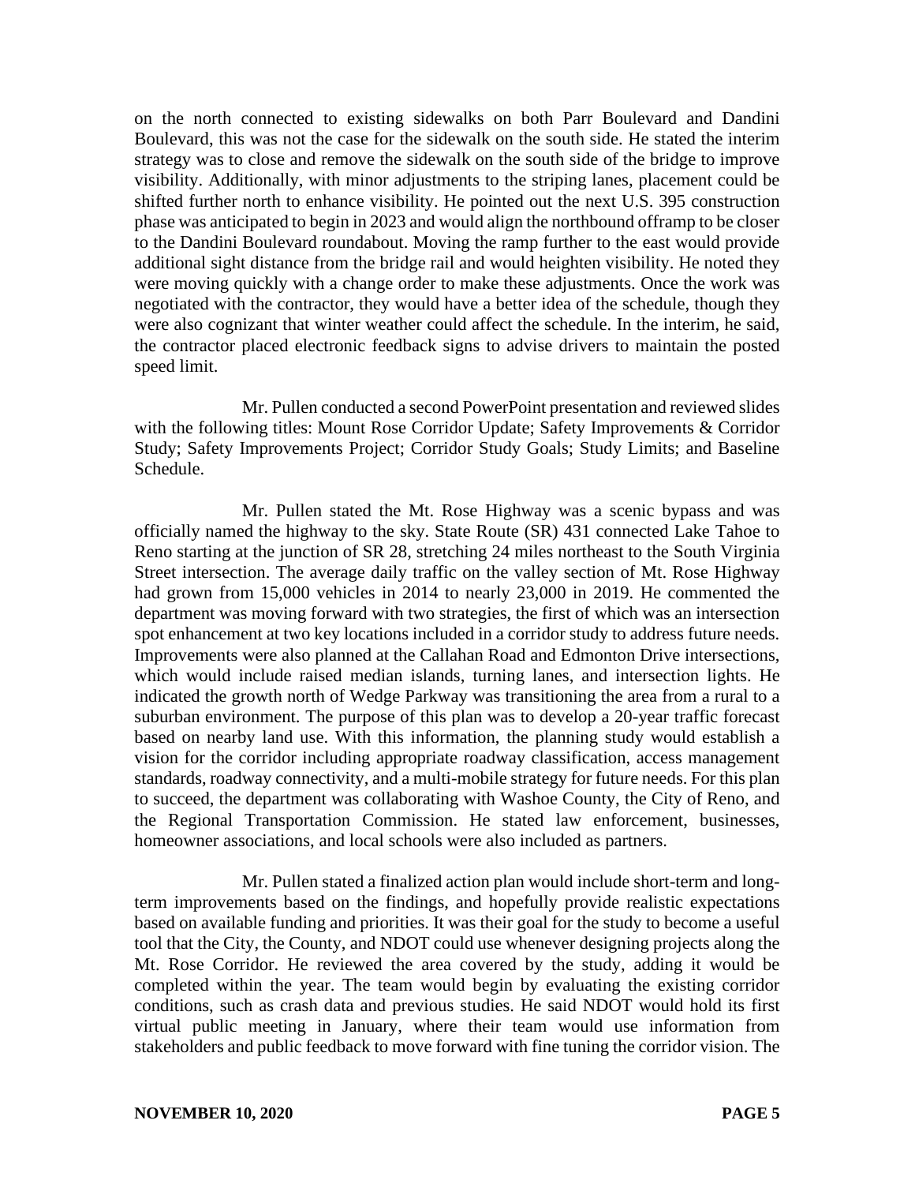on the north connected to existing sidewalks on both Parr Boulevard and Dandini Boulevard, this was not the case for the sidewalk on the south side. He stated the interim strategy was to close and remove the sidewalk on the south side of the bridge to improve visibility. Additionally, with minor adjustments to the striping lanes, placement could be shifted further north to enhance visibility. He pointed out the next U.S. 395 construction phase was anticipated to begin in 2023 and would align the northbound offramp to be closer to the Dandini Boulevard roundabout. Moving the ramp further to the east would provide additional sight distance from the bridge rail and would heighten visibility. He noted they were moving quickly with a change order to make these adjustments. Once the work was negotiated with the contractor, they would have a better idea of the schedule, though they were also cognizant that winter weather could affect the schedule. In the interim, he said, the contractor placed electronic feedback signs to advise drivers to maintain the posted speed limit.

Mr. Pullen conducted a second PowerPoint presentation and reviewed slides with the following titles: Mount Rose Corridor Update; Safety Improvements & Corridor Study; Safety Improvements Project; Corridor Study Goals; Study Limits; and Baseline Schedule.

Mr. Pullen stated the Mt. Rose Highway was a scenic bypass and was officially named the highway to the sky. State Route (SR) 431 connected Lake Tahoe to Reno starting at the junction of SR 28, stretching 24 miles northeast to the South Virginia Street intersection. The average daily traffic on the valley section of Mt. Rose Highway had grown from 15,000 vehicles in 2014 to nearly 23,000 in 2019. He commented the department was moving forward with two strategies, the first of which was an intersection spot enhancement at two key locations included in a corridor study to address future needs. Improvements were also planned at the Callahan Road and Edmonton Drive intersections, which would include raised median islands, turning lanes, and intersection lights. He indicated the growth north of Wedge Parkway was transitioning the area from a rural to a suburban environment. The purpose of this plan was to develop a 20-year traffic forecast based on nearby land use. With this information, the planning study would establish a vision for the corridor including appropriate roadway classification, access management standards, roadway connectivity, and a multi-mobile strategy for future needs. For this plan to succeed, the department was collaborating with Washoe County, the City of Reno, and the Regional Transportation Commission. He stated law enforcement, businesses, homeowner associations, and local schools were also included as partners.

Mr. Pullen stated a finalized action plan would include short-term and long-term improvements based on the findings, and hopefully provide realistic expectations based on available funding and priorities. It was their goal for the study to become a useful tool that the City, the County, and NDOT could use whenever designing projects along the Mt. Rose Corridor. He reviewed the area covered by the study, adding it would be completed within the year. The team would begin by evaluating the existing corridor conditions, such as crash data and previous studies. He said NDOT would hold its first virtual public meeting in January, where their team would use information from stakeholders and public feedback to move forward with fine tuning the corridor vision. The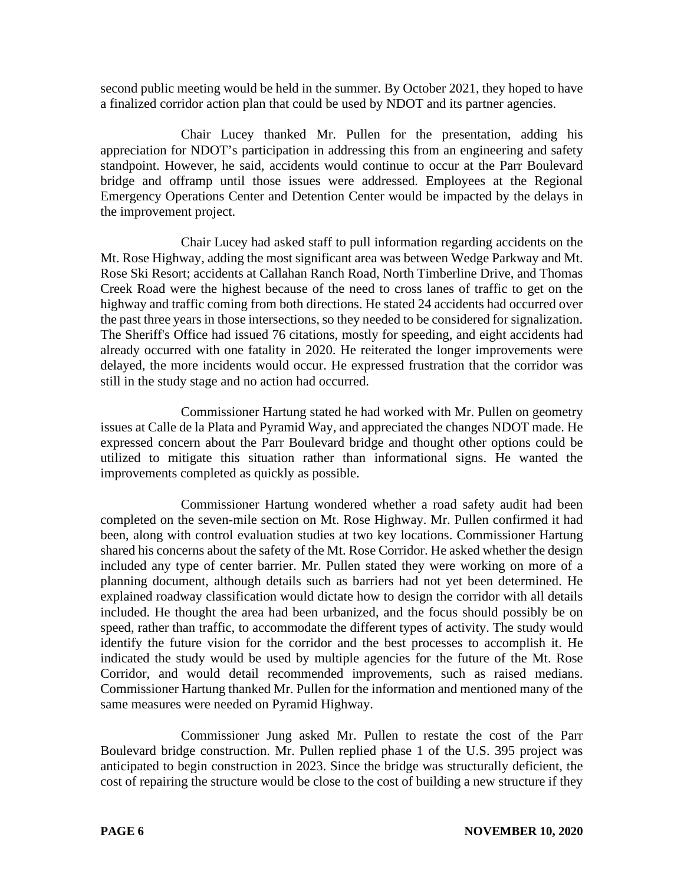second public meeting would be held in the summer. By October 2021, they hoped to have a finalized corridor action plan that could be used by NDOT and its partner agencies.

Chair Lucey thanked Mr. Pullen for the presentation, adding his appreciation for NDOT's participation in addressing this from an engineering and safety standpoint. However, he said, accidents would continue to occur at the Parr Boulevard bridge and offramp until those issues were addressed. Employees at the Regional Emergency Operations Center and Detention Center would be impacted by the delays in the improvement project.

Chair Lucey had asked staff to pull information regarding accidents on the Mt. Rose Highway, adding the most significant area was between Wedge Parkway and Mt. Rose Ski Resort; accidents at Callahan Ranch Road, North Timberline Drive, and Thomas Creek Road were the highest because of the need to cross lanes of traffic to get on the highway and traffic coming from both directions. He stated 24 accidents had occurred over the past three years in those intersections, so they needed to be considered for signalization. The Sheriff's Office had issued 76 citations, mostly for speeding, and eight accidents had already occurred with one fatality in 2020. He reiterated the longer improvements were delayed, the more incidents would occur. He expressed frustration that the corridor was still in the study stage and no action had occurred.

Commissioner Hartung stated he had worked with Mr. Pullen on geometry issues at Calle de la Plata and Pyramid Way, and appreciated the changes NDOT made. He expressed concern about the Parr Boulevard bridge and thought other options could be utilized to mitigate this situation rather than informational signs. He wanted the improvements completed as quickly as possible.

Commissioner Hartung wondered whether a road safety audit had been completed on the seven-mile section on Mt. Rose Highway. Mr. Pullen confirmed it had been, along with control evaluation studies at two key locations. Commissioner Hartung shared his concerns about the safety of the Mt. Rose Corridor. He asked whether the design included any type of center barrier. Mr. Pullen stated they were working on more of a planning document, although details such as barriers had not yet been determined. He explained roadway classification would dictate how to design the corridor with all details included. He thought the area had been urbanized, and the focus should possibly be on speed, rather than traffic, to accommodate the different types of activity. The study would identify the future vision for the corridor and the best processes to accomplish it. He indicated the study would be used by multiple agencies for the future of the Mt. Rose Corridor, and would detail recommended improvements, such as raised medians. Commissioner Hartung thanked Mr. Pullen for the information and mentioned many of the same measures were needed on Pyramid Highway.

Commissioner Jung asked Mr. Pullen to restate the cost of the Parr Boulevard bridge construction. Mr. Pullen replied phase 1 of the U.S. 395 project was anticipated to begin construction in 2023. Since the bridge was structurally deficient, the cost of repairing the structure would be close to the cost of building a new structure if they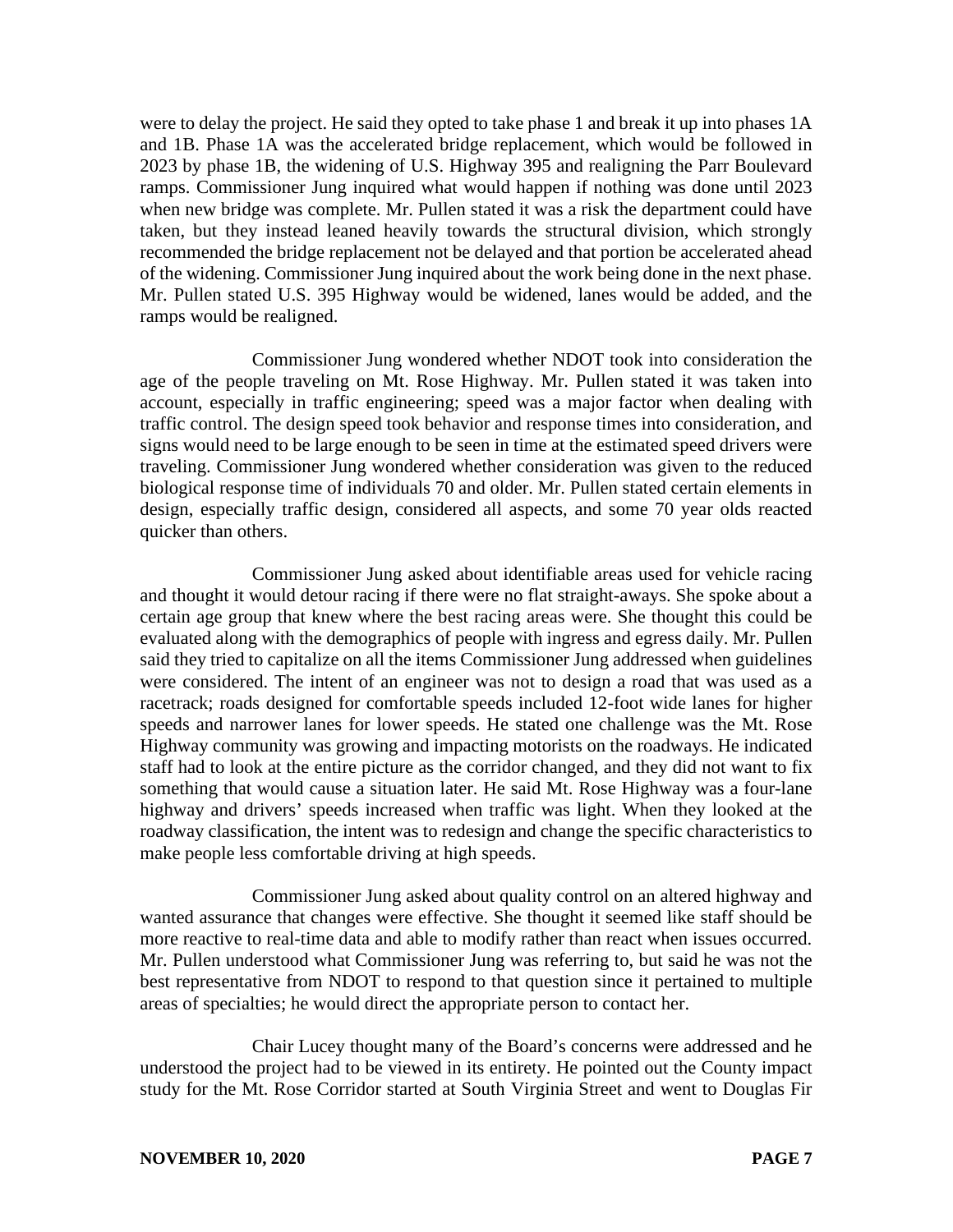were to delay the project. He said they opted to take phase 1 and break it up into phases 1A and 1B. Phase 1A was the accelerated bridge replacement, which would be followed in 2023 by phase 1B, the widening of U.S. Highway 395 and realigning the Parr Boulevard ramps. Commissioner Jung inquired what would happen if nothing was done until 2023 when new bridge was complete. Mr. Pullen stated it was a risk the department could have taken, but they instead leaned heavily towards the structural division, which strongly recommended the bridge replacement not be delayed and that portion be accelerated ahead of the widening. Commissioner Jung inquired about the work being done in the next phase. Mr. Pullen stated U.S. 395 Highway would be widened, lanes would be added, and the ramps would be realigned.

Commissioner Jung wondered whether NDOT took into consideration the age of the people traveling on Mt. Rose Highway. Mr. Pullen stated it was taken into account, especially in traffic engineering; speed was a major factor when dealing with traffic control. The design speed took behavior and response times into consideration, and signs would need to be large enough to be seen in time at the estimated speed drivers were traveling. Commissioner Jung wondered whether consideration was given to the reduced biological response time of individuals 70 and older. Mr. Pullen stated certain elements in design, especially traffic design, considered all aspects, and some 70 year olds reacted quicker than others.

Commissioner Jung asked about identifiable areas used for vehicle racing and thought it would detour racing if there were no flat straight-aways. She spoke about a certain age group that knew where the best racing areas were. She thought this could be evaluated along with the demographics of people with ingress and egress daily. Mr. Pullen said they tried to capitalize on all the items Commissioner Jung addressed when guidelines were considered. The intent of an engineer was not to design a road that was used as a racetrack; roads designed for comfortable speeds included 12-foot wide lanes for higher speeds and narrower lanes for lower speeds. He stated one challenge was the Mt. Rose Highway community was growing and impacting motorists on the roadways. He indicated staff had to look at the entire picture as the corridor changed, and they did not want to fix something that would cause a situation later. He said Mt. Rose Highway was a four-lane highway and drivers' speeds increased when traffic was light. When they looked at the roadway classification, the intent was to redesign and change the specific characteristics to make people less comfortable driving at high speeds.

Commissioner Jung asked about quality control on an altered highway and wanted assurance that changes were effective. She thought it seemed like staff should be more reactive to real-time data and able to modify rather than react when issues occurred. Mr. Pullen understood what Commissioner Jung was referring to, but said he was not the best representative from NDOT to respond to that question since it pertained to multiple areas of specialties; he would direct the appropriate person to contact her.

Chair Lucey thought many of the Board's concerns were addressed and he understood the project had to be viewed in its entirety. He pointed out the County impact study for the Mt. Rose Corridor started at South Virginia Street and went to Douglas Fir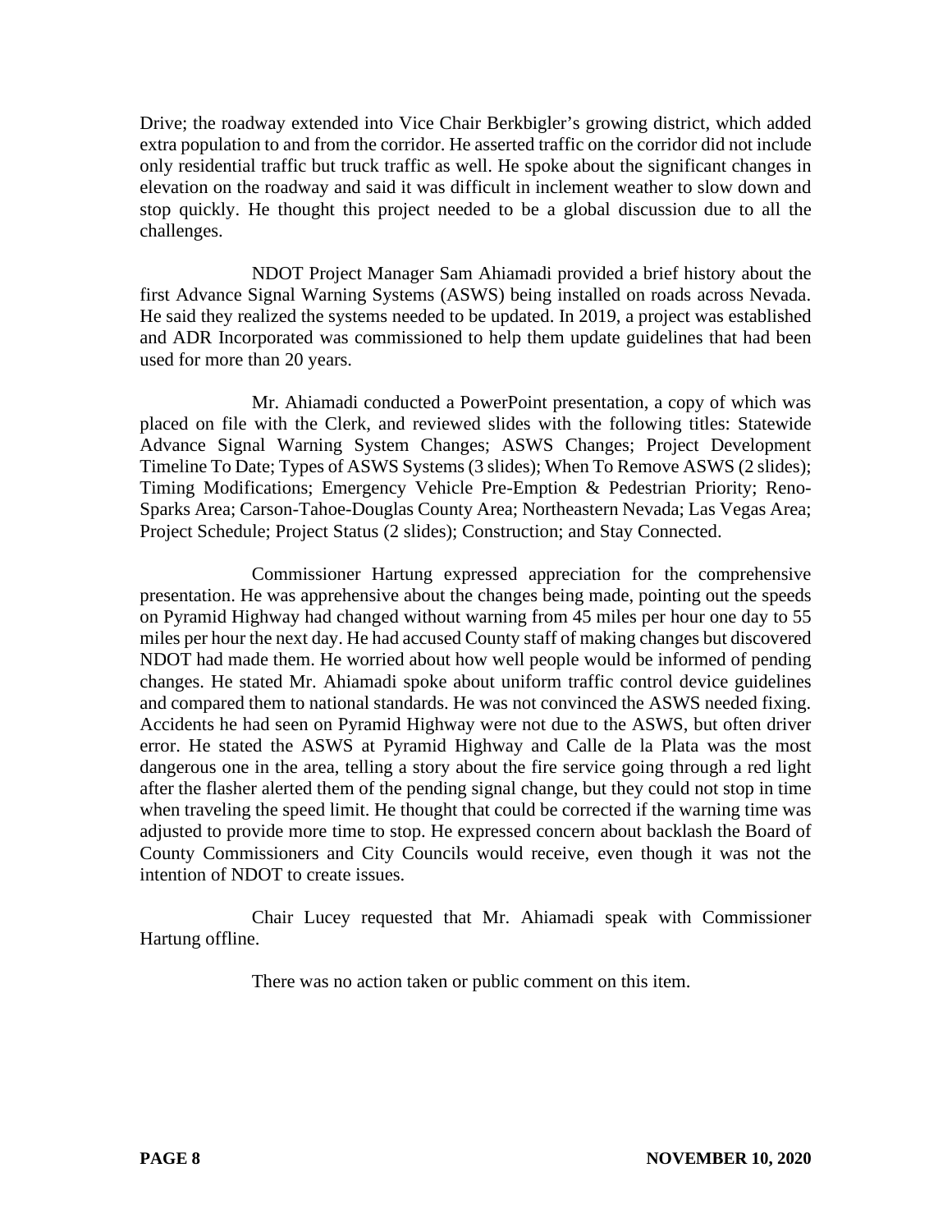Drive; the roadway extended into Vice Chair Berkbigler's growing district, which added extra population to and from the corridor. He asserted traffic on the corridor did not include only residential traffic but truck traffic as well. He spoke about the significant changes in elevation on the roadway and said it was difficult in inclement weather to slow down and stop quickly. He thought this project needed to be a global discussion due to all the challenges.

NDOT Project Manager Sam Ahiamadi provided a brief history about the first Advance Signal Warning Systems (ASWS) being installed on roads across Nevada. He said they realized the systems needed to be updated. In 2019, a project was established and ADR Incorporated was commissioned to help them update guidelines that had been used for more than 20 years.

Mr. Ahiamadi conducted a PowerPoint presentation, a copy of which was placed on file with the Clerk, and reviewed slides with the following titles: Statewide Advance Signal Warning System Changes; ASWS Changes; Project Development Timeline To Date; Types of ASWS Systems (3 slides); When To Remove ASWS (2 slides); Timing Modifications; Emergency Vehicle Pre-Emption & Pedestrian Priority; Reno-Sparks Area; Carson-Tahoe-Douglas County Area; Northeastern Nevada; Las Vegas Area; Project Schedule; Project Status (2 slides); Construction; and Stay Connected.

Commissioner Hartung expressed appreciation for the comprehensive presentation. He was apprehensive about the changes being made, pointing out the speeds on Pyramid Highway had changed without warning from 45 miles per hour one day to 55 miles per hour the next day. He had accused County staff of making changes but discovered NDOT had made them. He worried about how well people would be informed of pending changes. He stated Mr. Ahiamadi spoke about uniform traffic control device guidelines and compared them to national standards. He was not convinced the ASWS needed fixing. Accidents he had seen on Pyramid Highway were not due to the ASWS, but often driver error. He stated the ASWS at Pyramid Highway and Calle de la Plata was the most dangerous one in the area, telling a story about the fire service going through a red light after the flasher alerted them of the pending signal change, but they could not stop in time when traveling the speed limit. He thought that could be corrected if the warning time was adjusted to provide more time to stop. He expressed concern about backlash the Board of County Commissioners and City Councils would receive, even though it was not the intention of NDOT to create issues.

Chair Lucey requested that Mr. Ahiamadi speak with Commissioner Hartung offline.

There was no action taken or public comment on this item.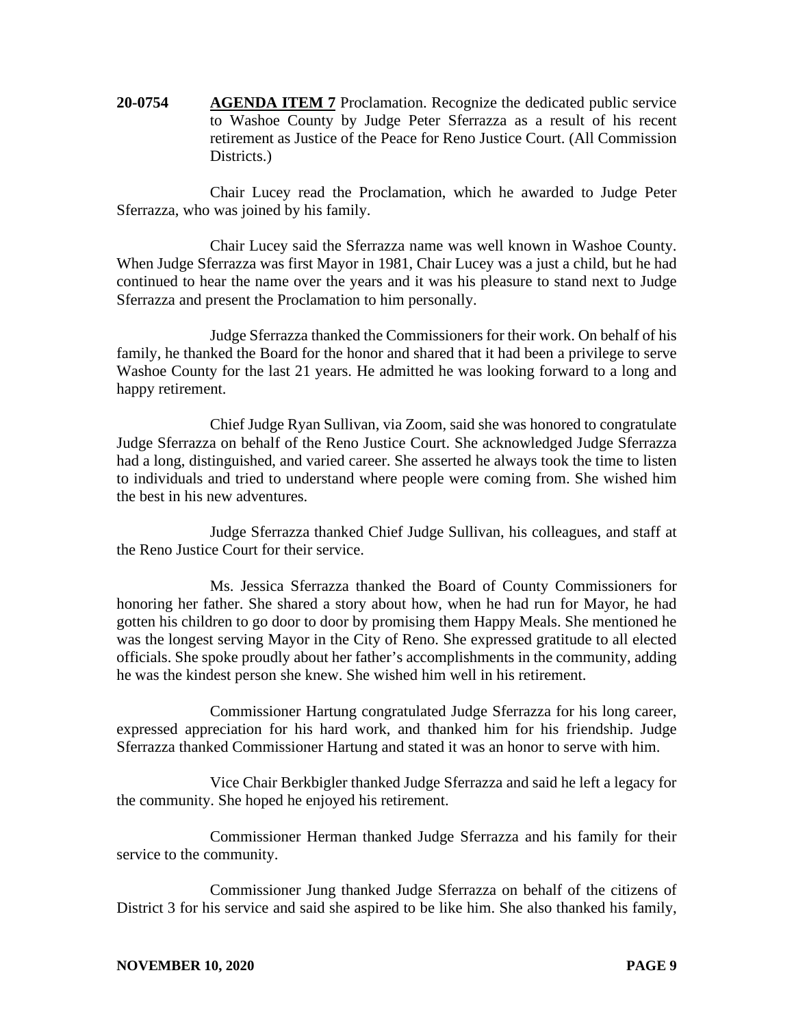**20-0754** **AGENDA ITEM 7** Proclamation. Recognize the dedicated public service to Washoe County by Judge Peter Sferrazza as a result of his recent retirement as Justice of the Peace for Reno Justice Court. (All Commission Districts.)

Chair Lucey read the Proclamation, which he awarded to Judge Peter Sferrazza, who was joined by his family.

Chair Lucey said the Sferrazza name was well known in Washoe County. When Judge Sferrazza was first Mayor in 1981, Chair Lucey was a just a child, but he had continued to hear the name over the years and it was his pleasure to stand next to Judge Sferrazza and present the Proclamation to him personally.

Judge Sferrazza thanked the Commissioners for their work. On behalf of his family, he thanked the Board for the honor and shared that it had been a privilege to serve Washoe County for the last 21 years. He admitted he was looking forward to a long and happy retirement.

Chief Judge Ryan Sullivan, via Zoom, said she was honored to congratulate Judge Sferrazza on behalf of the Reno Justice Court. She acknowledged Judge Sferrazza had a long, distinguished, and varied career. She asserted he always took the time to listen to individuals and tried to understand where people were coming from. She wished him the best in his new adventures.

Judge Sferrazza thanked Chief Judge Sullivan, his colleagues, and staff at the Reno Justice Court for their service.

Ms. Jessica Sferrazza thanked the Board of County Commissioners for honoring her father. She shared a story about how, when he had run for Mayor, he had gotten his children to go door to door by promising them Happy Meals. She mentioned he was the longest serving Mayor in the City of Reno. She expressed gratitude to all elected officials. She spoke proudly about her father's accomplishments in the community, adding he was the kindest person she knew. She wished him well in his retirement.

Commissioner Hartung congratulated Judge Sferrazza for his long career, expressed appreciation for his hard work, and thanked him for his friendship. Judge Sferrazza thanked Commissioner Hartung and stated it was an honor to serve with him.

Vice Chair Berkbigler thanked Judge Sferrazza and said he left a legacy for the community. She hoped he enjoyed his retirement.

Commissioner Herman thanked Judge Sferrazza and his family for their service to the community.

Commissioner Jung thanked Judge Sferrazza on behalf of the citizens of District 3 for his service and said she aspired to be like him. She also thanked his family,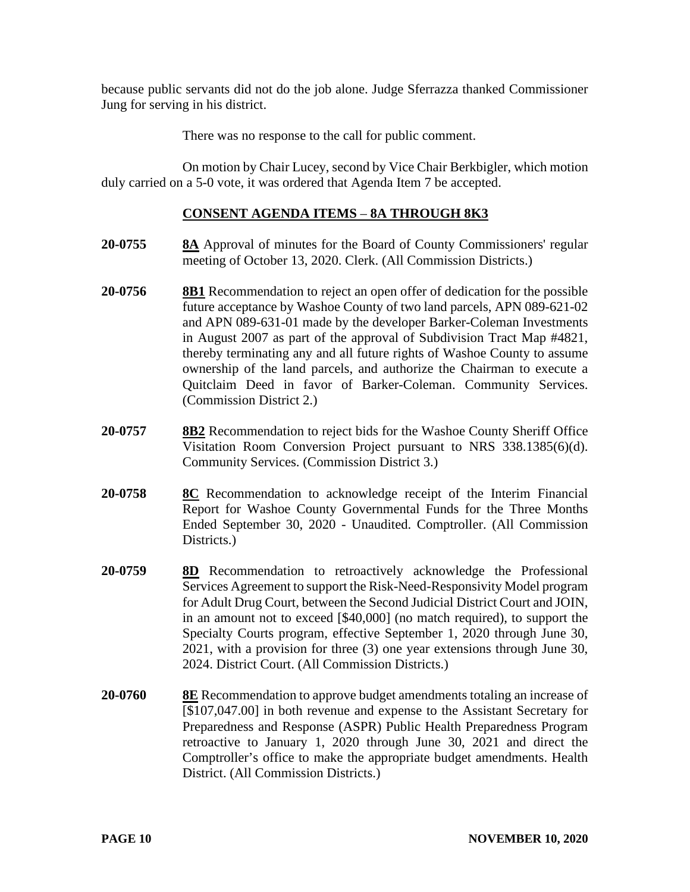because public servants did not do the job alone. Judge Sferrazza thanked Commissioner Jung for serving in his district.

There was no response to the call for public comment.

On motion by Chair Lucey, second by Vice Chair Berkbigler, which motion duly carried on a 5-0 vote, it was ordered that Agenda Item 7 be accepted.

## CONSENT AGENDA ITEMS – 8A THROUGH 8K3

**20-0755** **8A** Approval of minutes for the Board of County Commissioners' regular meeting of October 13, 2020. Clerk. (All Commission Districts.)

**20-0756** **8B1** Recommendation to reject an open offer of dedication for the possible future acceptance by Washoe County of two land parcels, APN 089-621-02 and APN 089-631-01 made by the developer Barker-Coleman Investments in August 2007 as part of the approval of Subdivision Tract Map #4821, thereby terminating any and all future rights of Washoe County to assume ownership of the land parcels, and authorize the Chairman to execute a Quitclaim Deed in favor of Barker-Coleman. Community Services. (Commission District 2.)

**20-0757** **8B2** Recommendation to reject bids for the Washoe County Sheriff Office Visitation Room Conversion Project pursuant to NRS 338.1385(6)(d). Community Services. (Commission District 3.)

**20-0758** **8C** Recommendation to acknowledge receipt of the Interim Financial Report for Washoe County Governmental Funds for the Three Months Ended September 30, 2020 - Unaudited. Comptroller. (All Commission Districts.)

**20-0759** **8D** Recommendation to retroactively acknowledge the Professional Services Agreement to support the Risk-Need-Responsivity Model program for Adult Drug Court, between the Second Judicial District Court and JOIN, in an amount not to exceed [$40,000] (no match required), to support the Specialty Courts program, effective September 1, 2020 through June 30, 2021, with a provision for three (3) one year extensions through June 30, 2024. District Court. (All Commission Districts.)

**20-0760** **8E** Recommendation to approve budget amendments totaling an increase of [$107,047.00] in both revenue and expense to the Assistant Secretary for Preparedness and Response (ASPR) Public Health Preparedness Program retroactive to January 1, 2020 through June 30, 2021 and direct the Comptroller's office to make the appropriate budget amendments. Health District. (All Commission Districts.)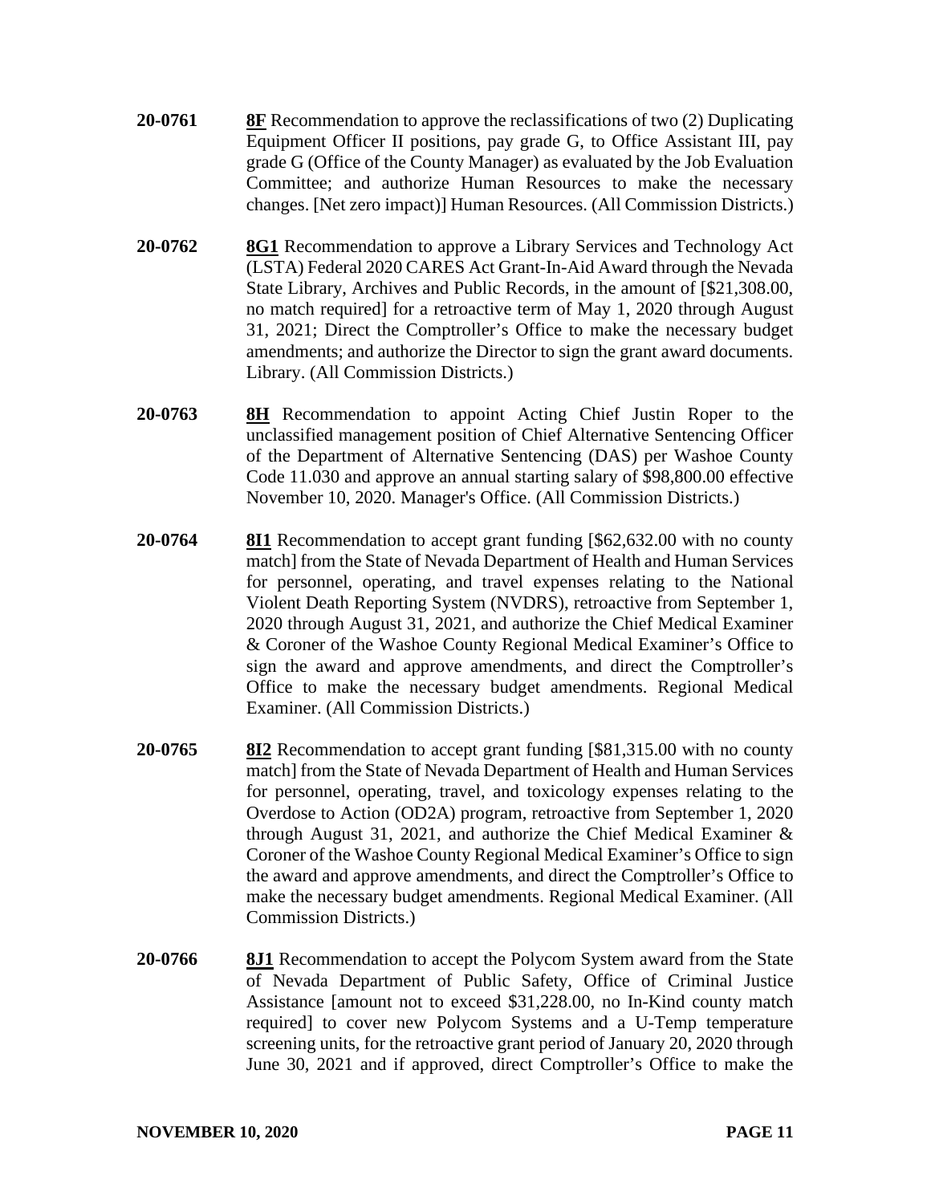**20-0761** **8F** Recommendation to approve the reclassifications of two (2) Duplicating Equipment Officer II positions, pay grade G, to Office Assistant III, pay grade G (Office of the County Manager) as evaluated by the Job Evaluation Committee; and authorize Human Resources to make the necessary changes. [Net zero impact)] Human Resources. (All Commission Districts.)

**20-0762** **8G1** Recommendation to approve a Library Services and Technology Act (LSTA) Federal 2020 CARES Act Grant-In-Aid Award through the Nevada State Library, Archives and Public Records, in the amount of [$21,308.00, no match required] for a retroactive term of May 1, 2020 through August 31, 2021; Direct the Comptroller's Office to make the necessary budget amendments; and authorize the Director to sign the grant award documents. Library. (All Commission Districts.)

**20-0763** **8H** Recommendation to appoint Acting Chief Justin Roper to the unclassified management position of Chief Alternative Sentencing Officer of the Department of Alternative Sentencing (DAS) per Washoe County Code 11.030 and approve an annual starting salary of $98,800.00 effective November 10, 2020. Manager's Office. (All Commission Districts.)

**20-0764** **8I1** Recommendation to accept grant funding [$62,632.00 with no county match] from the State of Nevada Department of Health and Human Services for personnel, operating, and travel expenses relating to the National Violent Death Reporting System (NVDRS), retroactive from September 1, 2020 through August 31, 2021, and authorize the Chief Medical Examiner & Coroner of the Washoe County Regional Medical Examiner's Office to sign the award and approve amendments, and direct the Comptroller's Office to make the necessary budget amendments. Regional Medical Examiner. (All Commission Districts.)

**20-0765** **8I2** Recommendation to accept grant funding [$81,315.00 with no county match] from the State of Nevada Department of Health and Human Services for personnel, operating, travel, and toxicology expenses relating to the Overdose to Action (OD2A) program, retroactive from September 1, 2020 through August 31, 2021, and authorize the Chief Medical Examiner & Coroner of the Washoe County Regional Medical Examiner's Office to sign the award and approve amendments, and direct the Comptroller's Office to make the necessary budget amendments. Regional Medical Examiner. (All Commission Districts.)

**20-0766** **8J1** Recommendation to accept the Polycom System award from the State of Nevada Department of Public Safety, Office of Criminal Justice Assistance [amount not to exceed $31,228.00, no In-Kind county match required] to cover new Polycom Systems and a U-Temp temperature screening units, for the retroactive grant period of January 20, 2020 through June 30, 2021 and if approved, direct Comptroller's Office to make the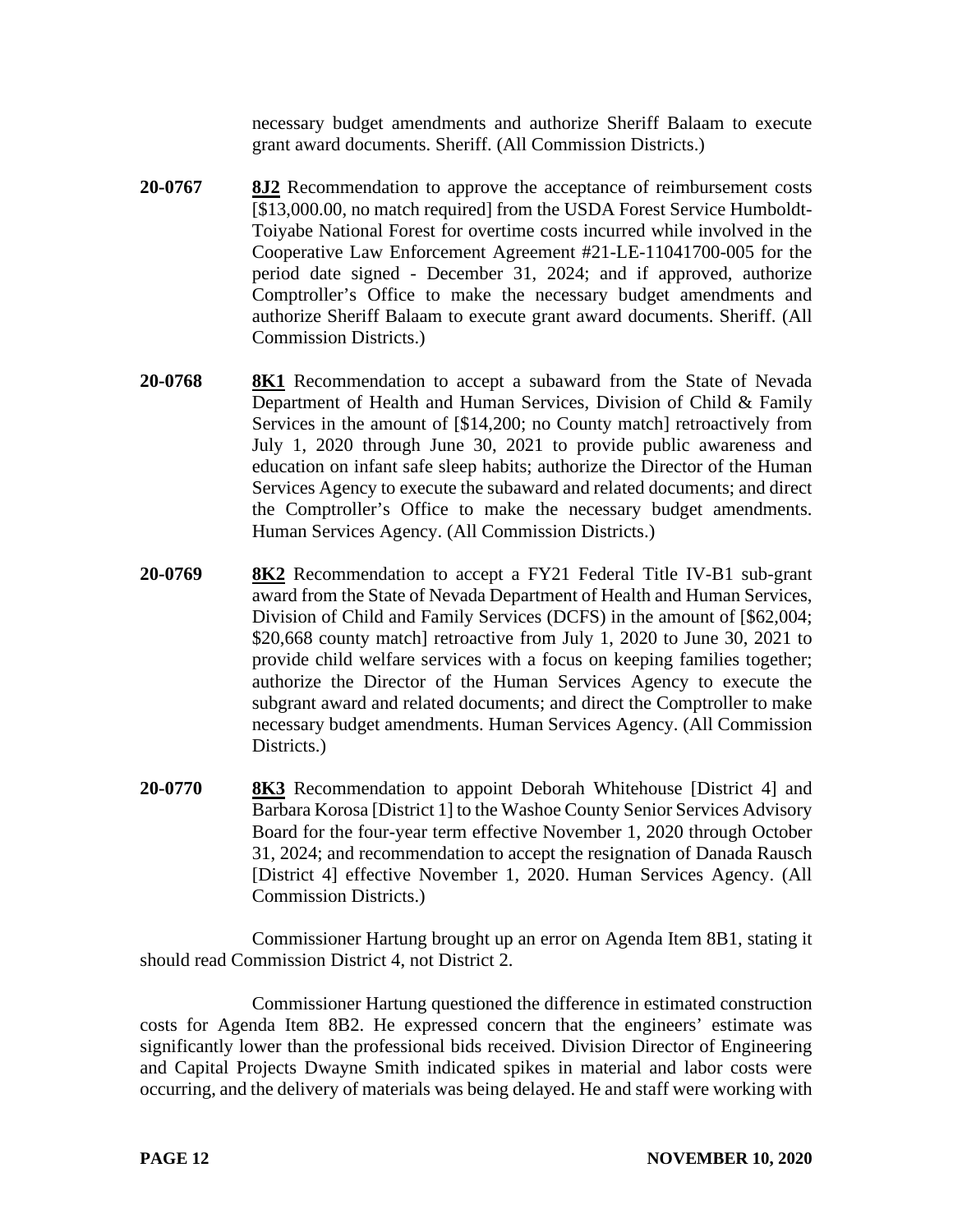necessary budget amendments and authorize Sheriff Balaam to execute grant award documents. Sheriff. (All Commission Districts.)

**20-0767** **8J2** Recommendation to approve the acceptance of reimbursement costs [$13,000.00, no match required] from the USDA Forest Service Humboldt-Toiyabe National Forest for overtime costs incurred while involved in the Cooperative Law Enforcement Agreement #21-LE-11041700-005 for the period date signed - December 31, 2024; and if approved, authorize Comptroller's Office to make the necessary budget amendments and authorize Sheriff Balaam to execute grant award documents. Sheriff. (All Commission Districts.)

**20-0768** **8K1** Recommendation to accept a subaward from the State of Nevada Department of Health and Human Services, Division of Child & Family Services in the amount of [$14,200; no County match] retroactively from July 1, 2020 through June 30, 2021 to provide public awareness and education on infant safe sleep habits; authorize the Director of the Human Services Agency to execute the subaward and related documents; and direct the Comptroller's Office to make the necessary budget amendments. Human Services Agency. (All Commission Districts.)

**20-0769** **8K2** Recommendation to accept a FY21 Federal Title IV-B1 sub-grant award from the State of Nevada Department of Health and Human Services, Division of Child and Family Services (DCFS) in the amount of [$62,004; $20,668 county match] retroactive from July 1, 2020 to June 30, 2021 to provide child welfare services with a focus on keeping families together; authorize the Director of the Human Services Agency to execute the subgrant award and related documents; and direct the Comptroller to make necessary budget amendments. Human Services Agency. (All Commission Districts.)

**20-0770** **8K3** Recommendation to appoint Deborah Whitehouse [District 4] and Barbara Korosa [District 1] to the Washoe County Senior Services Advisory Board for the four-year term effective November 1, 2020 through October 31, 2024; and recommendation to accept the resignation of Danada Rausch [District 4] effective November 1, 2020. Human Services Agency. (All Commission Districts.)

Commissioner Hartung brought up an error on Agenda Item 8B1, stating it should read Commission District 4, not District 2.

Commissioner Hartung questioned the difference in estimated construction costs for Agenda Item 8B2. He expressed concern that the engineers' estimate was significantly lower than the professional bids received. Division Director of Engineering and Capital Projects Dwayne Smith indicated spikes in material and labor costs were occurring, and the delivery of materials was being delayed. He and staff were working with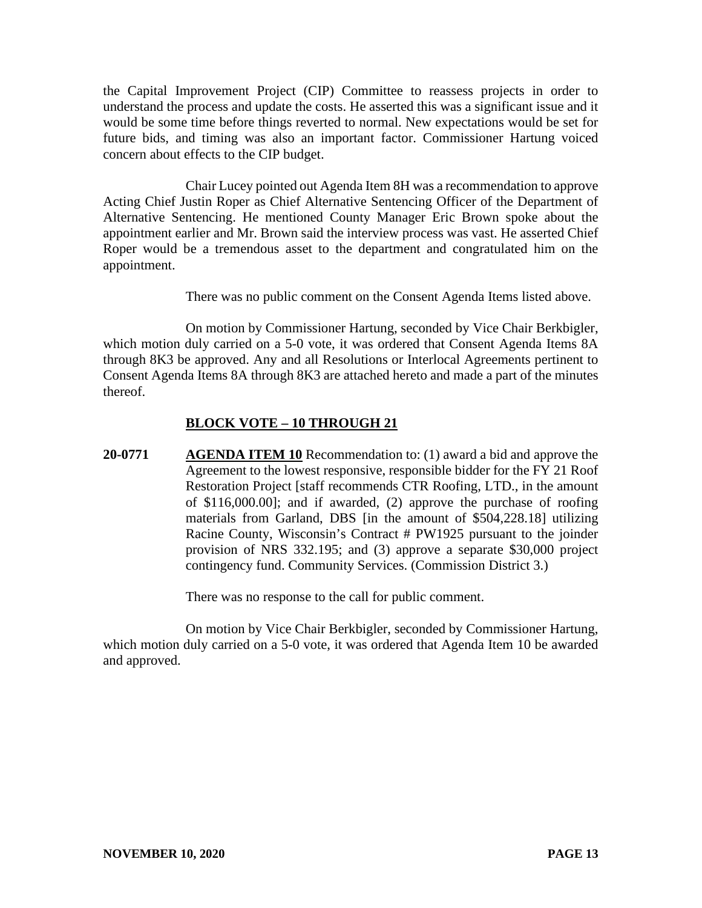the Capital Improvement Project (CIP) Committee to reassess projects in order to understand the process and update the costs. He asserted this was a significant issue and it would be some time before things reverted to normal. New expectations would be set for future bids, and timing was also an important factor. Commissioner Hartung voiced concern about effects to the CIP budget.

Chair Lucey pointed out Agenda Item 8H was a recommendation to approve Acting Chief Justin Roper as Chief Alternative Sentencing Officer of the Department of Alternative Sentencing. He mentioned County Manager Eric Brown spoke about the appointment earlier and Mr. Brown said the interview process was vast. He asserted Chief Roper would be a tremendous asset to the department and congratulated him on the appointment.

There was no public comment on the Consent Agenda Items listed above.

On motion by Commissioner Hartung, seconded by Vice Chair Berkbigler, which motion duly carried on a 5-0 vote, it was ordered that Consent Agenda Items 8A through 8K3 be approved. Any and all Resolutions or Interlocal Agreements pertinent to Consent Agenda Items 8A through 8K3 are attached hereto and made a part of the minutes thereof.

## BLOCK VOTE – 10 THROUGH 21

**20-0771** **AGENDA ITEM 10** Recommendation to: (1) award a bid and approve the Agreement to the lowest responsive, responsible bidder for the FY 21 Roof Restoration Project [staff recommends CTR Roofing, LTD., in the amount of $116,000.00]; and if awarded, (2) approve the purchase of roofing materials from Garland, DBS [in the amount of $504,228.18] utilizing Racine County, Wisconsin's Contract # PW1925 pursuant to the joinder provision of NRS 332.195; and (3) approve a separate $30,000 project contingency fund. Community Services. (Commission District 3.)

There was no response to the call for public comment.

On motion by Vice Chair Berkbigler, seconded by Commissioner Hartung, which motion duly carried on a 5-0 vote, it was ordered that Agenda Item 10 be awarded and approved.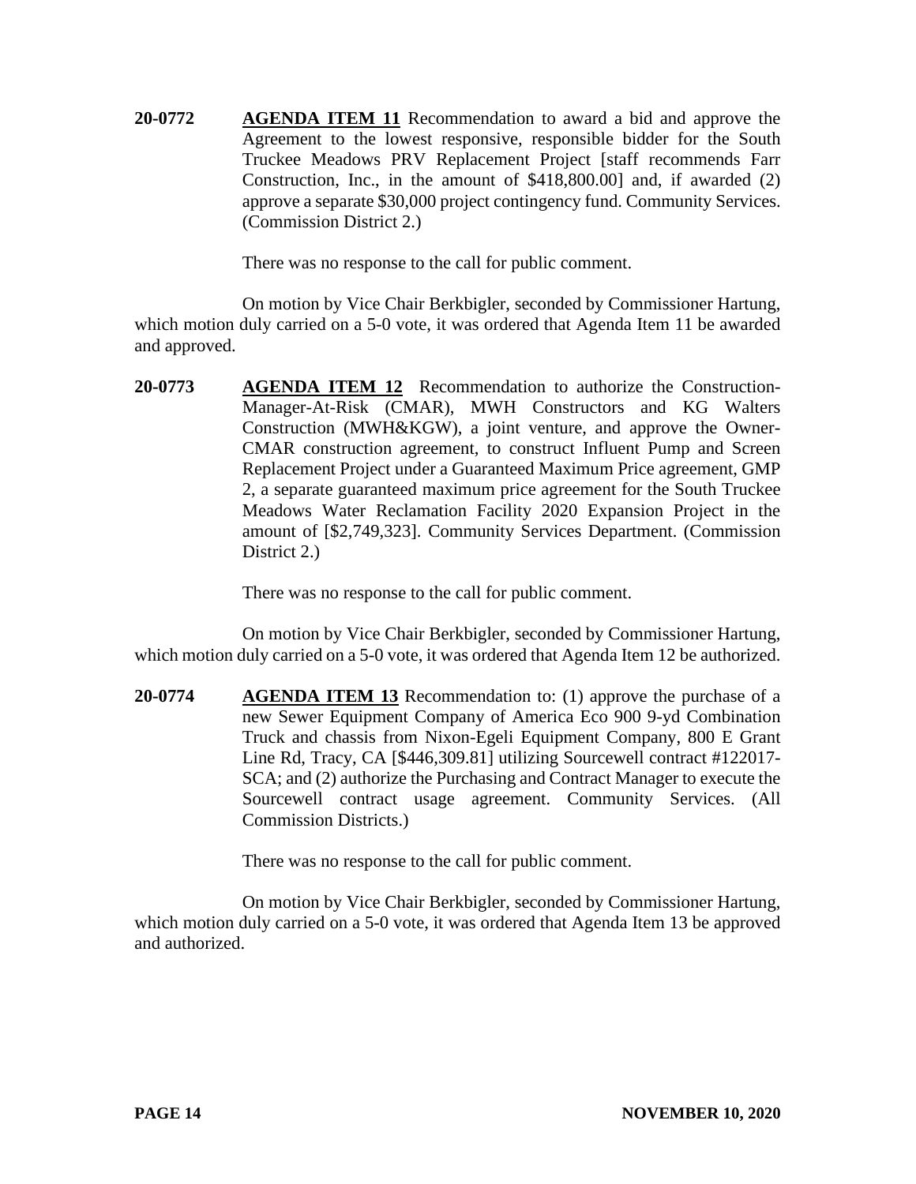**20-0772** **AGENDA ITEM 11** Recommendation to award a bid and approve the Agreement to the lowest responsive, responsible bidder for the South Truckee Meadows PRV Replacement Project [staff recommends Farr Construction, Inc., in the amount of $418,800.00] and, if awarded (2) approve a separate $30,000 project contingency fund. Community Services. (Commission District 2.)

There was no response to the call for public comment.

On motion by Vice Chair Berkbigler, seconded by Commissioner Hartung, which motion duly carried on a 5-0 vote, it was ordered that Agenda Item 11 be awarded and approved.

**20-0773** **AGENDA ITEM 12** Recommendation to authorize the Construction-Manager-At-Risk (CMAR), MWH Constructors and KG Walters Construction (MWH&KGW), a joint venture, and approve the Owner-CMAR construction agreement, to construct Influent Pump and Screen Replacement Project under a Guaranteed Maximum Price agreement, GMP 2, a separate guaranteed maximum price agreement for the South Truckee Meadows Water Reclamation Facility 2020 Expansion Project in the amount of [$2,749,323]. Community Services Department. (Commission District 2.)

There was no response to the call for public comment.

On motion by Vice Chair Berkbigler, seconded by Commissioner Hartung, which motion duly carried on a 5-0 vote, it was ordered that Agenda Item 12 be authorized.

**20-0774** **AGENDA ITEM 13** Recommendation to: (1) approve the purchase of a new Sewer Equipment Company of America Eco 900 9-yd Combination Truck and chassis from Nixon-Egeli Equipment Company, 800 E Grant Line Rd, Tracy, CA [$446,309.81] utilizing Sourcewell contract #122017-SCA; and (2) authorize the Purchasing and Contract Manager to execute the Sourcewell contract usage agreement. Community Services. (All Commission Districts.)

There was no response to the call for public comment.

On motion by Vice Chair Berkbigler, seconded by Commissioner Hartung, which motion duly carried on a 5-0 vote, it was ordered that Agenda Item 13 be approved and authorized.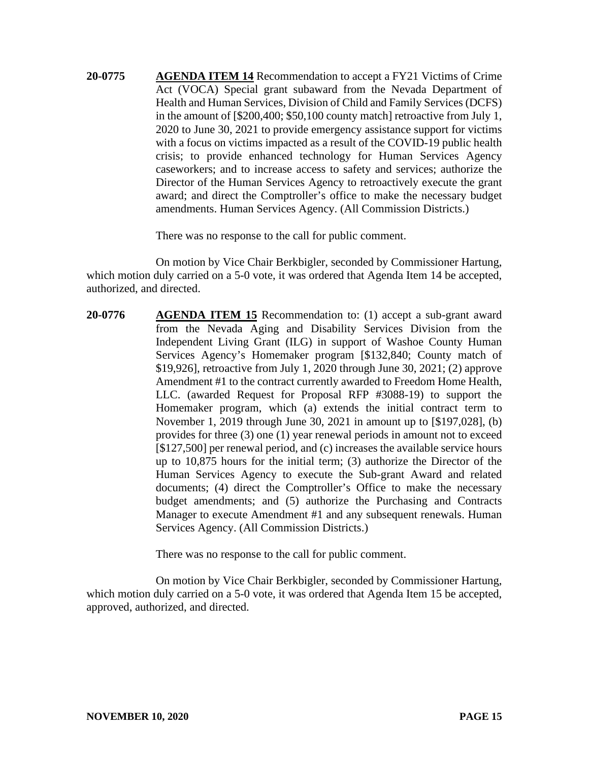**20-0775** **AGENDA ITEM 14** Recommendation to accept a FY21 Victims of Crime Act (VOCA) Special grant subaward from the Nevada Department of Health and Human Services, Division of Child and Family Services (DCFS) in the amount of [$200,400; $50,100 county match] retroactive from July 1, 2020 to June 30, 2021 to provide emergency assistance support for victims with a focus on victims impacted as a result of the COVID-19 public health crisis; to provide enhanced technology for Human Services Agency caseworkers; and to increase access to safety and services; authorize the Director of the Human Services Agency to retroactively execute the grant award; and direct the Comptroller's office to make the necessary budget amendments. Human Services Agency. (All Commission Districts.)

There was no response to the call for public comment.

On motion by Vice Chair Berkbigler, seconded by Commissioner Hartung, which motion duly carried on a 5-0 vote, it was ordered that Agenda Item 14 be accepted, authorized, and directed.

**20-0776** **AGENDA ITEM 15** Recommendation to: (1) accept a sub-grant award from the Nevada Aging and Disability Services Division from the Independent Living Grant (ILG) in support of Washoe County Human Services Agency's Homemaker program [$132,840; County match of $19,926], retroactive from July 1, 2020 through June 30, 2021; (2) approve Amendment #1 to the contract currently awarded to Freedom Home Health, LLC. (awarded Request for Proposal RFP #3088-19) to support the Homemaker program, which (a) extends the initial contract term to November 1, 2019 through June 30, 2021 in amount up to [$197,028], (b) provides for three (3) one (1) year renewal periods in amount not to exceed [$127,500] per renewal period, and (c) increases the available service hours up to 10,875 hours for the initial term; (3) authorize the Director of the Human Services Agency to execute the Sub-grant Award and related documents; (4) direct the Comptroller's Office to make the necessary budget amendments; and (5) authorize the Purchasing and Contracts Manager to execute Amendment #1 and any subsequent renewals. Human Services Agency. (All Commission Districts.)

There was no response to the call for public comment.

On motion by Vice Chair Berkbigler, seconded by Commissioner Hartung, which motion duly carried on a 5-0 vote, it was ordered that Agenda Item 15 be accepted, approved, authorized, and directed.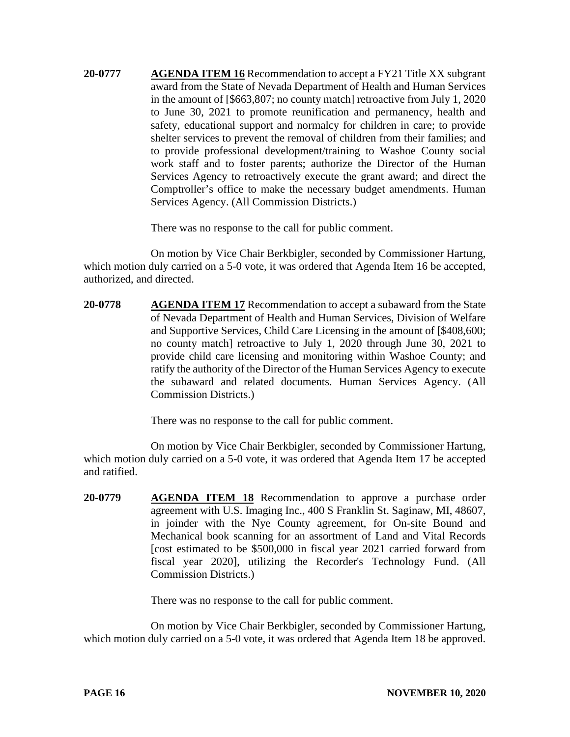**20-0777** **AGENDA ITEM 16** Recommendation to accept a FY21 Title XX subgrant award from the State of Nevada Department of Health and Human Services in the amount of [$663,807; no county match] retroactive from July 1, 2020 to June 30, 2021 to promote reunification and permanency, health and safety, educational support and normalcy for children in care; to provide shelter services to prevent the removal of children from their families; and to provide professional development/training to Washoe County social work staff and to foster parents; authorize the Director of the Human Services Agency to retroactively execute the grant award; and direct the Comptroller's office to make the necessary budget amendments. Human Services Agency. (All Commission Districts.)

There was no response to the call for public comment.

On motion by Vice Chair Berkbigler, seconded by Commissioner Hartung, which motion duly carried on a 5-0 vote, it was ordered that Agenda Item 16 be accepted, authorized, and directed.

**20-0778** **AGENDA ITEM 17** Recommendation to accept a subaward from the State of Nevada Department of Health and Human Services, Division of Welfare and Supportive Services, Child Care Licensing in the amount of [$408,600; no county match] retroactive to July 1, 2020 through June 30, 2021 to provide child care licensing and monitoring within Washoe County; and ratify the authority of the Director of the Human Services Agency to execute the subaward and related documents. Human Services Agency. (All Commission Districts.)

There was no response to the call for public comment.

On motion by Vice Chair Berkbigler, seconded by Commissioner Hartung, which motion duly carried on a 5-0 vote, it was ordered that Agenda Item 17 be accepted and ratified.

**20-0779** **AGENDA ITEM 18** Recommendation to approve a purchase order agreement with U.S. Imaging Inc., 400 S Franklin St. Saginaw, MI, 48607, in joinder with the Nye County agreement, for On-site Bound and Mechanical book scanning for an assortment of Land and Vital Records [cost estimated to be $500,000 in fiscal year 2021 carried forward from fiscal year 2020], utilizing the Recorder's Technology Fund. (All Commission Districts.)

There was no response to the call for public comment.

On motion by Vice Chair Berkbigler, seconded by Commissioner Hartung, which motion duly carried on a 5-0 vote, it was ordered that Agenda Item 18 be approved.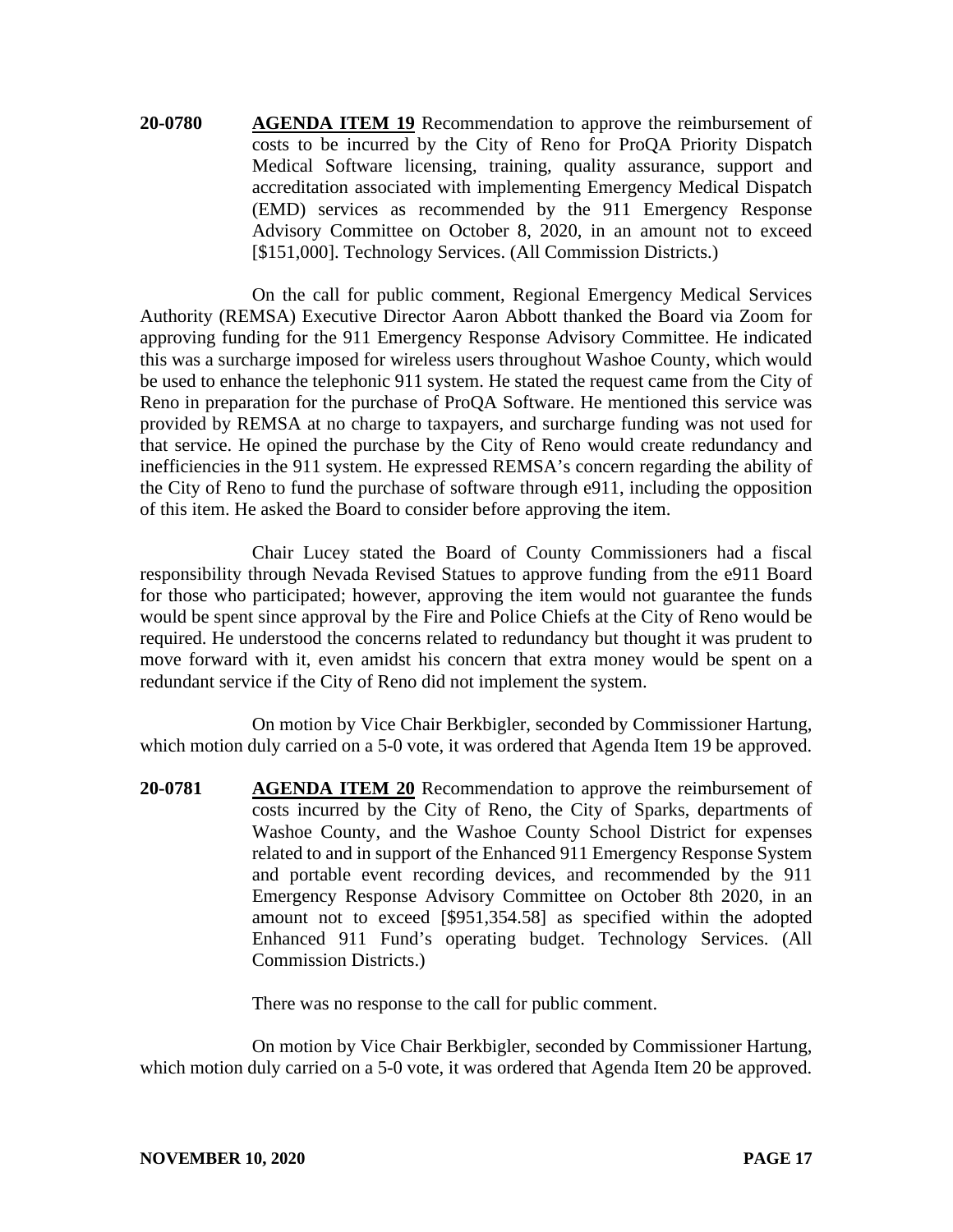**20-0780** **AGENDA ITEM 19** Recommendation to approve the reimbursement of costs to be incurred by the City of Reno for ProQA Priority Dispatch Medical Software licensing, training, quality assurance, support and accreditation associated with implementing Emergency Medical Dispatch (EMD) services as recommended by the 911 Emergency Response Advisory Committee on October 8, 2020, in an amount not to exceed [$151,000]. Technology Services. (All Commission Districts.)

On the call for public comment, Regional Emergency Medical Services Authority (REMSA) Executive Director Aaron Abbott thanked the Board via Zoom for approving funding for the 911 Emergency Response Advisory Committee. He indicated this was a surcharge imposed for wireless users throughout Washoe County, which would be used to enhance the telephonic 911 system. He stated the request came from the City of Reno in preparation for the purchase of ProQA Software. He mentioned this service was provided by REMSA at no charge to taxpayers, and surcharge funding was not used for that service. He opined the purchase by the City of Reno would create redundancy and inefficiencies in the 911 system. He expressed REMSA's concern regarding the ability of the City of Reno to fund the purchase of software through e911, including the opposition of this item. He asked the Board to consider before approving the item.

Chair Lucey stated the Board of County Commissioners had a fiscal responsibility through Nevada Revised Statues to approve funding from the e911 Board for those who participated; however, approving the item would not guarantee the funds would be spent since approval by the Fire and Police Chiefs at the City of Reno would be required. He understood the concerns related to redundancy but thought it was prudent to move forward with it, even amidst his concern that extra money would be spent on a redundant service if the City of Reno did not implement the system.

On motion by Vice Chair Berkbigler, seconded by Commissioner Hartung, which motion duly carried on a 5-0 vote, it was ordered that Agenda Item 19 be approved.

**20-0781** **AGENDA ITEM 20** Recommendation to approve the reimbursement of costs incurred by the City of Reno, the City of Sparks, departments of Washoe County, and the Washoe County School District for expenses related to and in support of the Enhanced 911 Emergency Response System and portable event recording devices, and recommended by the 911 Emergency Response Advisory Committee on October 8th 2020, in an amount not to exceed [$951,354.58] as specified within the adopted Enhanced 911 Fund's operating budget. Technology Services. (All Commission Districts.)

There was no response to the call for public comment.

On motion by Vice Chair Berkbigler, seconded by Commissioner Hartung, which motion duly carried on a 5-0 vote, it was ordered that Agenda Item 20 be approved.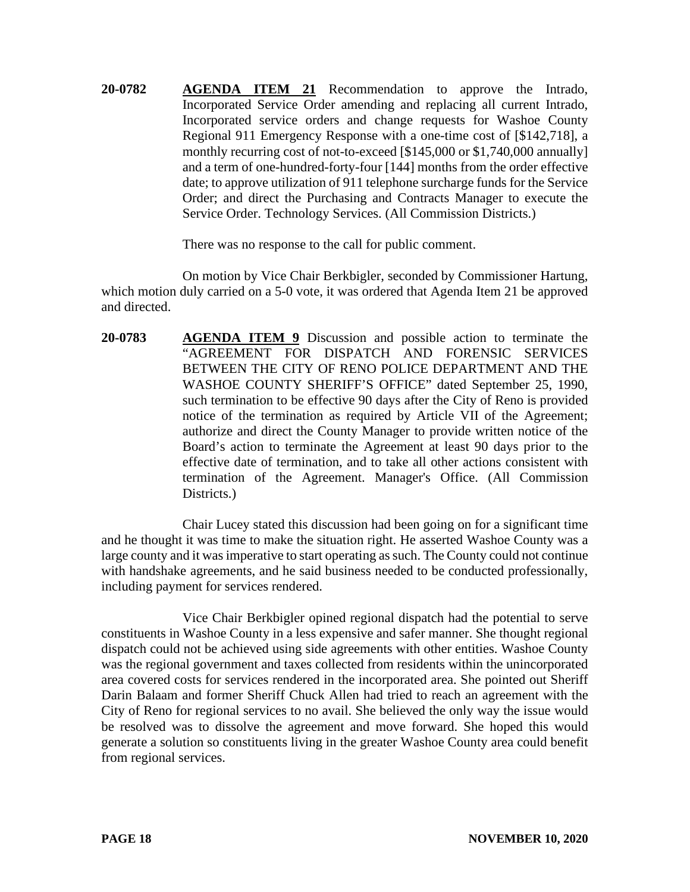**20-0782** **AGENDA ITEM 21** Recommendation to approve the Intrado, Incorporated Service Order amending and replacing all current Intrado, Incorporated service orders and change requests for Washoe County Regional 911 Emergency Response with a one-time cost of [$142,718], a monthly recurring cost of not-to-exceed [$145,000 or $1,740,000 annually] and a term of one-hundred-forty-four [144] months from the order effective date; to approve utilization of 911 telephone surcharge funds for the Service Order; and direct the Purchasing and Contracts Manager to execute the Service Order. Technology Services. (All Commission Districts.)

There was no response to the call for public comment.

On motion by Vice Chair Berkbigler, seconded by Commissioner Hartung, which motion duly carried on a 5-0 vote, it was ordered that Agenda Item 21 be approved and directed.

**20-0783** **AGENDA ITEM 9** Discussion and possible action to terminate the "AGREEMENT FOR DISPATCH AND FORENSIC SERVICES BETWEEN THE CITY OF RENO POLICE DEPARTMENT AND THE WASHOE COUNTY SHERIFF'S OFFICE" dated September 25, 1990, such termination to be effective 90 days after the City of Reno is provided notice of the termination as required by Article VII of the Agreement; authorize and direct the County Manager to provide written notice of the Board's action to terminate the Agreement at least 90 days prior to the effective date of termination, and to take all other actions consistent with termination of the Agreement. Manager's Office. (All Commission Districts.)

Chair Lucey stated this discussion had been going on for a significant time and he thought it was time to make the situation right. He asserted Washoe County was a large county and it was imperative to start operating as such. The County could not continue with handshake agreements, and he said business needed to be conducted professionally, including payment for services rendered.

Vice Chair Berkbigler opined regional dispatch had the potential to serve constituents in Washoe County in a less expensive and safer manner. She thought regional dispatch could not be achieved using side agreements with other entities. Washoe County was the regional government and taxes collected from residents within the unincorporated area covered costs for services rendered in the incorporated area. She pointed out Sheriff Darin Balaam and former Sheriff Chuck Allen had tried to reach an agreement with the City of Reno for regional services to no avail. She believed the only way the issue would be resolved was to dissolve the agreement and move forward. She hoped this would generate a solution so constituents living in the greater Washoe County area could benefit from regional services.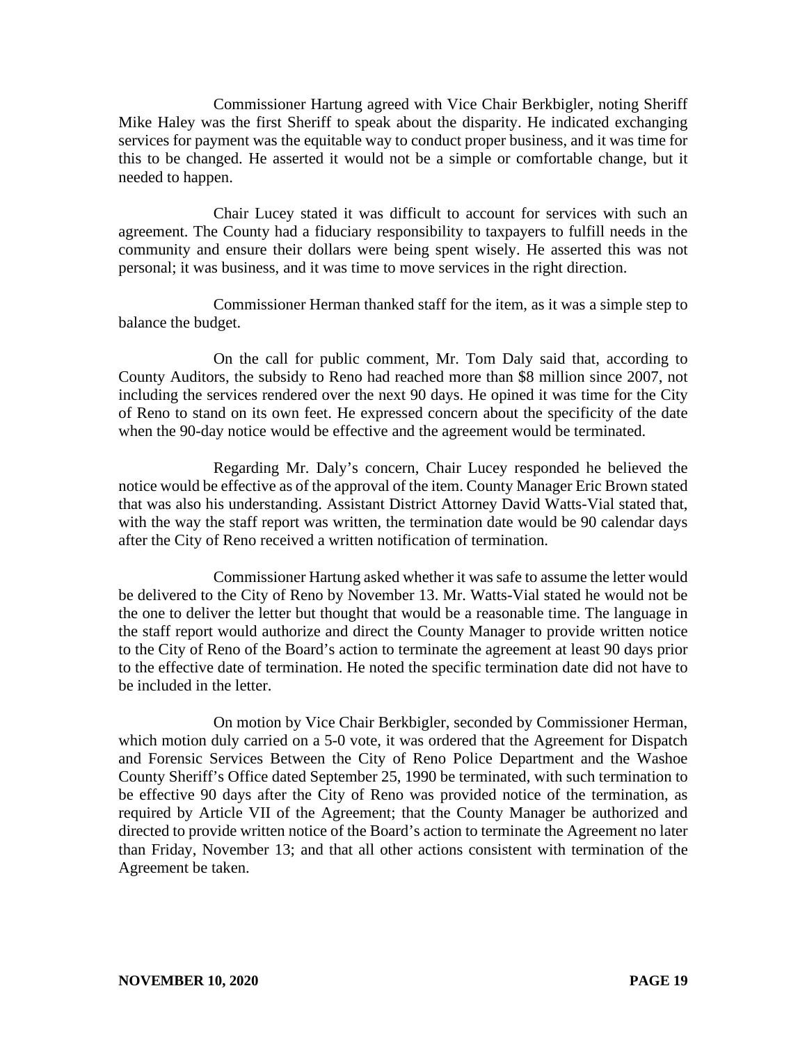Commissioner Hartung agreed with Vice Chair Berkbigler, noting Sheriff Mike Haley was the first Sheriff to speak about the disparity. He indicated exchanging services for payment was the equitable way to conduct proper business, and it was time for this to be changed. He asserted it would not be a simple or comfortable change, but it needed to happen.

Chair Lucey stated it was difficult to account for services with such an agreement. The County had a fiduciary responsibility to taxpayers to fulfill needs in the community and ensure their dollars were being spent wisely. He asserted this was not personal; it was business, and it was time to move services in the right direction.

Commissioner Herman thanked staff for the item, as it was a simple step to balance the budget.

On the call for public comment, Mr. Tom Daly said that, according to County Auditors, the subsidy to Reno had reached more than $8 million since 2007, not including the services rendered over the next 90 days. He opined it was time for the City of Reno to stand on its own feet. He expressed concern about the specificity of the date when the 90-day notice would be effective and the agreement would be terminated.

Regarding Mr. Daly's concern, Chair Lucey responded he believed the notice would be effective as of the approval of the item. County Manager Eric Brown stated that was also his understanding. Assistant District Attorney David Watts-Vial stated that, with the way the staff report was written, the termination date would be 90 calendar days after the City of Reno received a written notification of termination.

Commissioner Hartung asked whether it was safe to assume the letter would be delivered to the City of Reno by November 13. Mr. Watts-Vial stated he would not be the one to deliver the letter but thought that would be a reasonable time. The language in the staff report would authorize and direct the County Manager to provide written notice to the City of Reno of the Board's action to terminate the agreement at least 90 days prior to the effective date of termination. He noted the specific termination date did not have to be included in the letter.

On motion by Vice Chair Berkbigler, seconded by Commissioner Herman, which motion duly carried on a 5-0 vote, it was ordered that the Agreement for Dispatch and Forensic Services Between the City of Reno Police Department and the Washoe County Sheriff's Office dated September 25, 1990 be terminated, with such termination to be effective 90 days after the City of Reno was provided notice of the termination, as required by Article VII of the Agreement; that the County Manager be authorized and directed to provide written notice of the Board's action to terminate the Agreement no later than Friday, November 13; and that all other actions consistent with termination of the Agreement be taken.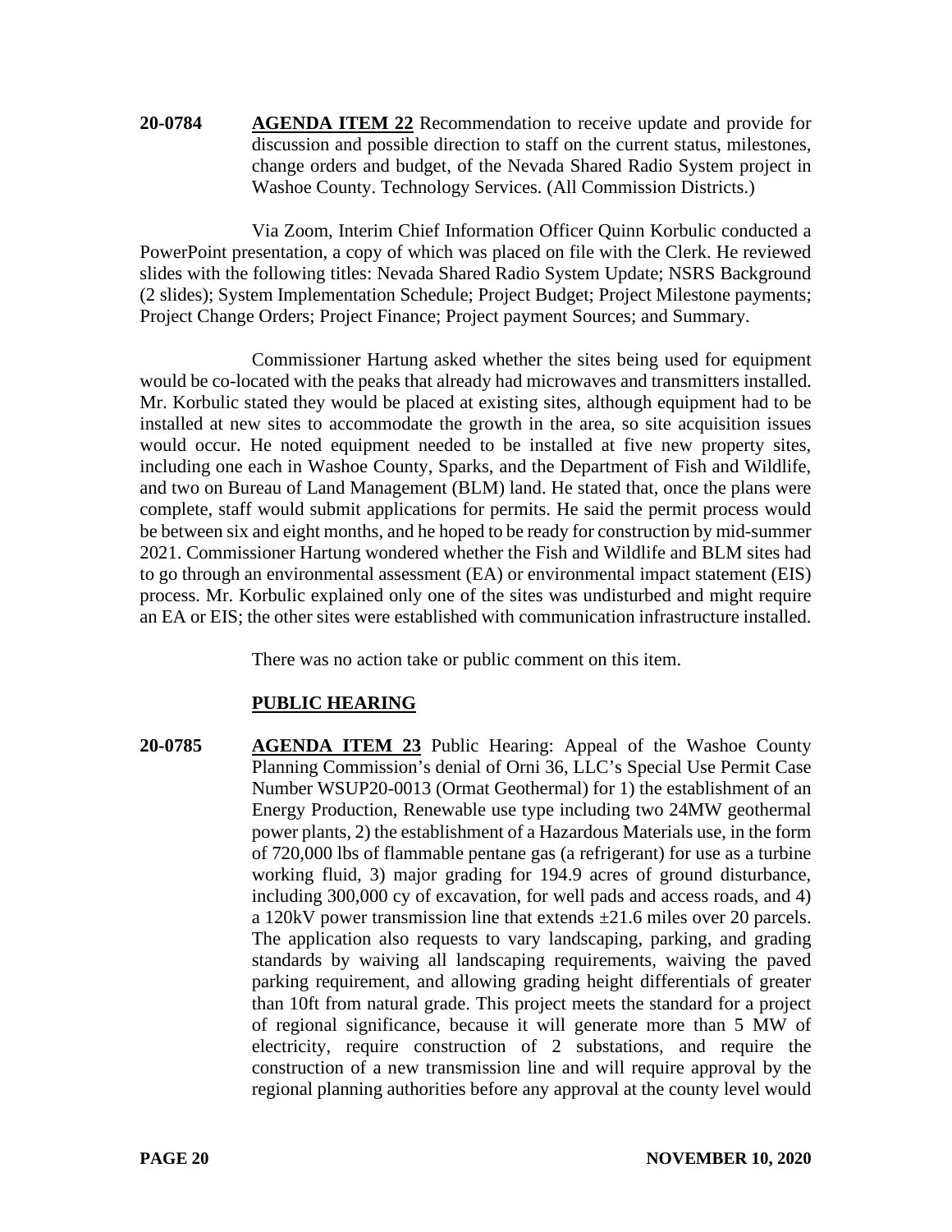**20-0784** **AGENDA ITEM 22** Recommendation to receive update and provide for discussion and possible direction to staff on the current status, milestones, change orders and budget, of the Nevada Shared Radio System project in Washoe County. Technology Services. (All Commission Districts.)

Via Zoom, Interim Chief Information Officer Quinn Korbulic conducted a PowerPoint presentation, a copy of which was placed on file with the Clerk. He reviewed slides with the following titles: Nevada Shared Radio System Update; NSRS Background (2 slides); System Implementation Schedule; Project Budget; Project Milestone payments; Project Change Orders; Project Finance; Project payment Sources; and Summary.

Commissioner Hartung asked whether the sites being used for equipment would be co-located with the peaks that already had microwaves and transmitters installed. Mr. Korbulic stated they would be placed at existing sites, although equipment had to be installed at new sites to accommodate the growth in the area, so site acquisition issues would occur. He noted equipment needed to be installed at five new property sites, including one each in Washoe County, Sparks, and the Department of Fish and Wildlife, and two on Bureau of Land Management (BLM) land. He stated that, once the plans were complete, staff would submit applications for permits. He said the permit process would be between six and eight months, and he hoped to be ready for construction by mid-summer 2021. Commissioner Hartung wondered whether the Fish and Wildlife and BLM sites had to go through an environmental assessment (EA) or environmental impact statement (EIS) process. Mr. Korbulic explained only one of the sites was undisturbed and might require an EA or EIS; the other sites were established with communication infrastructure installed.

There was no action take or public comment on this item.

## PUBLIC HEARING

**20-0785** **AGENDA ITEM 23** Public Hearing: Appeal of the Washoe County Planning Commission's denial of Orni 36, LLC's Special Use Permit Case Number WSUP20-0013 (Ormat Geothermal) for 1) the establishment of an Energy Production, Renewable use type including two 24MW geothermal power plants, 2) the establishment of a Hazardous Materials use, in the form of 720,000 lbs of flammable pentane gas (a refrigerant) for use as a turbine working fluid, 3) major grading for 194.9 acres of ground disturbance, including 300,000 cy of excavation, for well pads and access roads, and 4) a 120kV power transmission line that extends ±21.6 miles over 20 parcels. The application also requests to vary landscaping, parking, and grading standards by waiving all landscaping requirements, waiving the paved parking requirement, and allowing grading height differentials of greater than 10ft from natural grade. This project meets the standard for a project of regional significance, because it will generate more than 5 MW of electricity, require construction of 2 substations, and require the construction of a new transmission line and will require approval by the regional planning authorities before any approval at the county level would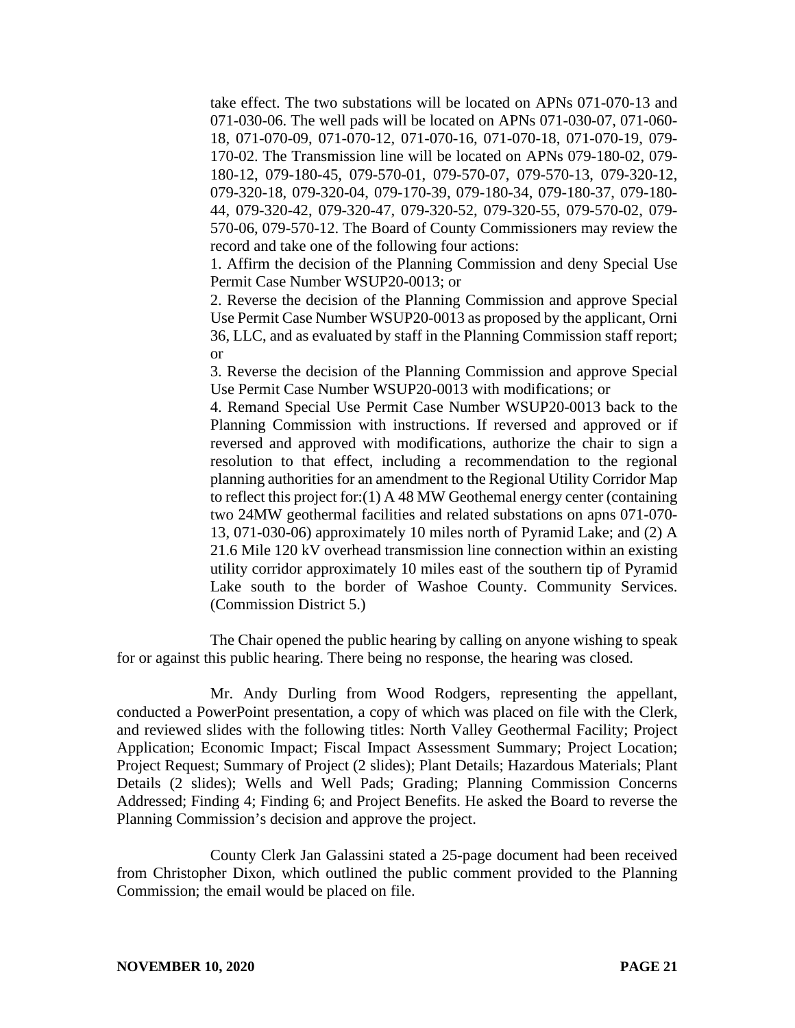take effect. The two substations will be located on APNs 071-070-13 and 071-030-06. The well pads will be located on APNs 071-030-07, 071-060-18, 071-070-09, 071-070-12, 071-070-16, 071-070-18, 071-070-19, 079-170-02. The Transmission line will be located on APNs 079-180-02, 079-180-12, 079-180-45, 079-570-01, 079-570-07, 079-570-13, 079-320-12, 079-320-18, 079-320-04, 079-170-39, 079-180-34, 079-180-37, 079-180-44, 079-320-42, 079-320-47, 079-320-52, 079-320-55, 079-570-02, 079-570-06, 079-570-12. The Board of County Commissioners may review the record and take one of the following four actions:

1. Affirm the decision of the Planning Commission and deny Special Use Permit Case Number WSUP20-0013; or
2. Reverse the decision of the Planning Commission and approve Special Use Permit Case Number WSUP20-0013 as proposed by the applicant, Orni 36, LLC, and as evaluated by staff in the Planning Commission staff report; or
3. Reverse the decision of the Planning Commission and approve Special Use Permit Case Number WSUP20-0013 with modifications; or
4. Remand Special Use Permit Case Number WSUP20-0013 back to the Planning Commission with instructions. If reversed and approved or if reversed and approved with modifications, authorize the chair to sign a resolution to that effect, including a recommendation to the regional planning authorities for an amendment to the Regional Utility Corridor Map to reflect this project for:(1) A 48 MW Geothemal energy center (containing two 24MW geothermal facilities and related substations on apns 071-070-13, 071-030-06) approximately 10 miles north of Pyramid Lake; and (2) A 21.6 Mile 120 kV overhead transmission line connection within an existing utility corridor approximately 10 miles east of the southern tip of Pyramid Lake south to the border of Washoe County. Community Services. (Commission District 5.)

The Chair opened the public hearing by calling on anyone wishing to speak for or against this public hearing. There being no response, the hearing was closed.

Mr. Andy Durling from Wood Rodgers, representing the appellant, conducted a PowerPoint presentation, a copy of which was placed on file with the Clerk, and reviewed slides with the following titles: North Valley Geothermal Facility; Project Application; Economic Impact; Fiscal Impact Assessment Summary; Project Location; Project Request; Summary of Project (2 slides); Plant Details; Hazardous Materials; Plant Details (2 slides); Wells and Well Pads; Grading; Planning Commission Concerns Addressed; Finding 4; Finding 6; and Project Benefits. He asked the Board to reverse the Planning Commission's decision and approve the project.

County Clerk Jan Galassini stated a 25-page document had been received from Christopher Dixon, which outlined the public comment provided to the Planning Commission; the email would be placed on file.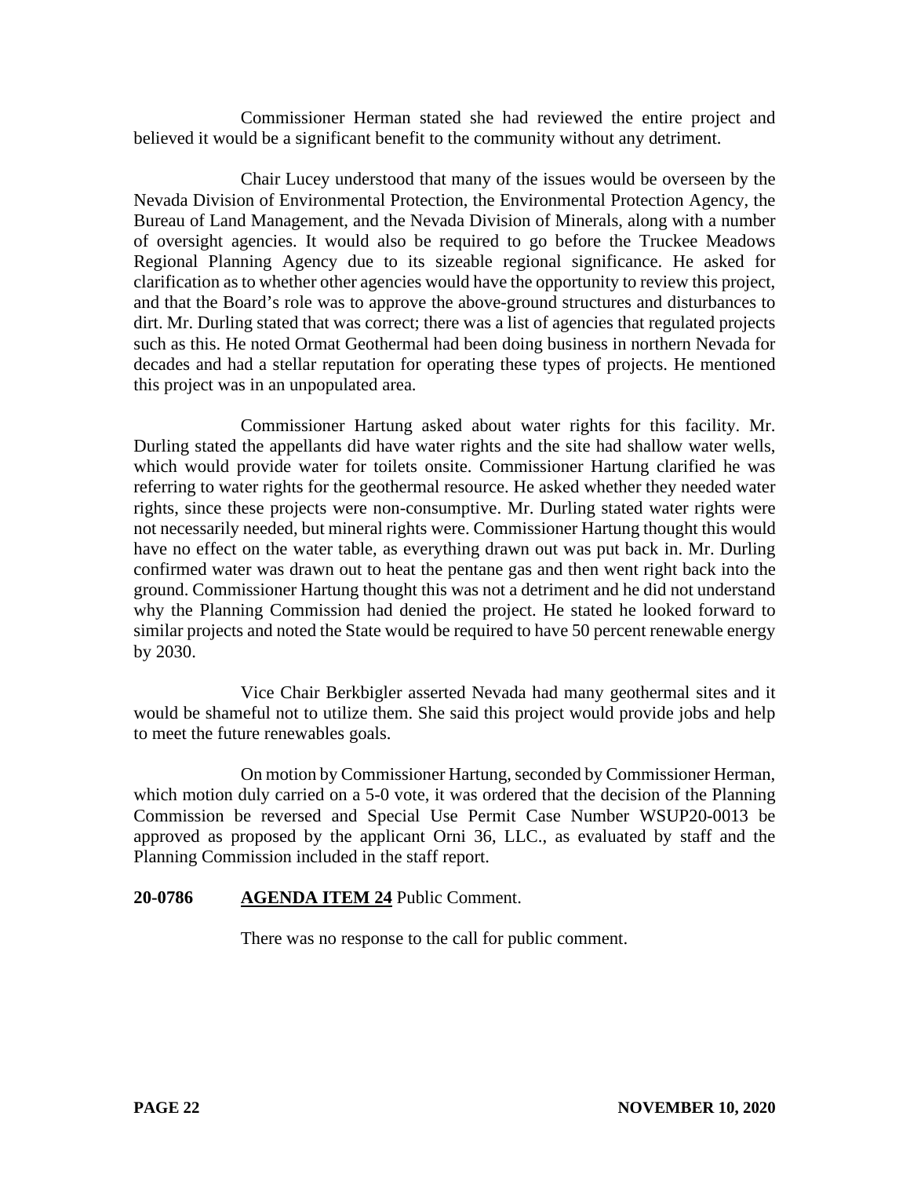Commissioner Herman stated she had reviewed the entire project and believed it would be a significant benefit to the community without any detriment.

Chair Lucey understood that many of the issues would be overseen by the Nevada Division of Environmental Protection, the Environmental Protection Agency, the Bureau of Land Management, and the Nevada Division of Minerals, along with a number of oversight agencies. It would also be required to go before the Truckee Meadows Regional Planning Agency due to its sizeable regional significance. He asked for clarification as to whether other agencies would have the opportunity to review this project, and that the Board's role was to approve the above-ground structures and disturbances to dirt. Mr. Durling stated that was correct; there was a list of agencies that regulated projects such as this. He noted Ormat Geothermal had been doing business in northern Nevada for decades and had a stellar reputation for operating these types of projects. He mentioned this project was in an unpopulated area.

Commissioner Hartung asked about water rights for this facility. Mr. Durling stated the appellants did have water rights and the site had shallow water wells, which would provide water for toilets onsite. Commissioner Hartung clarified he was referring to water rights for the geothermal resource. He asked whether they needed water rights, since these projects were non-consumptive. Mr. Durling stated water rights were not necessarily needed, but mineral rights were. Commissioner Hartung thought this would have no effect on the water table, as everything drawn out was put back in. Mr. Durling confirmed water was drawn out to heat the pentane gas and then went right back into the ground. Commissioner Hartung thought this was not a detriment and he did not understand why the Planning Commission had denied the project. He stated he looked forward to similar projects and noted the State would be required to have 50 percent renewable energy by 2030.

Vice Chair Berkbigler asserted Nevada had many geothermal sites and it would be shameful not to utilize them. She said this project would provide jobs and help to meet the future renewables goals.

On motion by Commissioner Hartung, seconded by Commissioner Herman, which motion duly carried on a 5-0 vote, it was ordered that the decision of the Planning Commission be reversed and Special Use Permit Case Number WSUP20-0013 be approved as proposed by the applicant Orni 36, LLC., as evaluated by staff and the Planning Commission included in the staff report.

**20-0786 AGENDA ITEM 24** Public Comment.

There was no response to the call for public comment.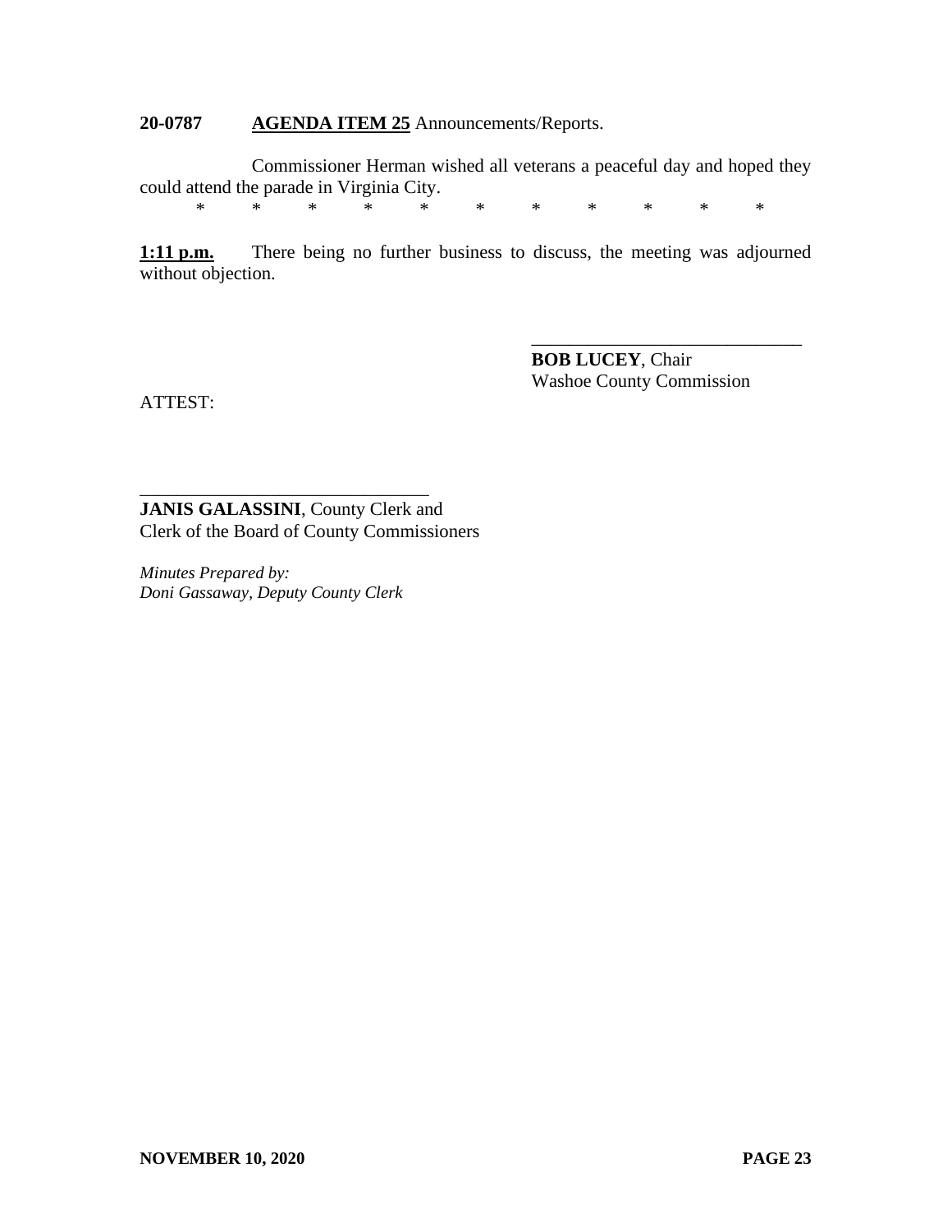**20-0787** **<u>AGENDA ITEM 25</u>** Announcements/Reports.

Commissioner Herman wished all veterans a peaceful day and hoped they could attend the parade in Virginia City.

\* \* \* \* \* \* \* \* \* \* \*

**<u>1:11 p.m.</u>** There being no further business to discuss, the meeting was adjourned without objection.

\_\_\_\_\_\_\_\_\_\_\_\_\_\_\_\_\_\_\_\_\_\_\_\_\_\_\_\_\_\_

**BOB LUCEY**, Chair
Washoe County Commission

ATTEST:

\_\_\_\_\_\_\_\_\_\_\_\_\_\_\_\_\_\_\_\_\_\_\_\_\_\_\_\_\_\_\_\_

**JANIS GALASSINI**, County Clerk and
Clerk of the Board of County Commissioners

*Minutes Prepared by:*
*Doni Gassaway, Deputy County Clerk*